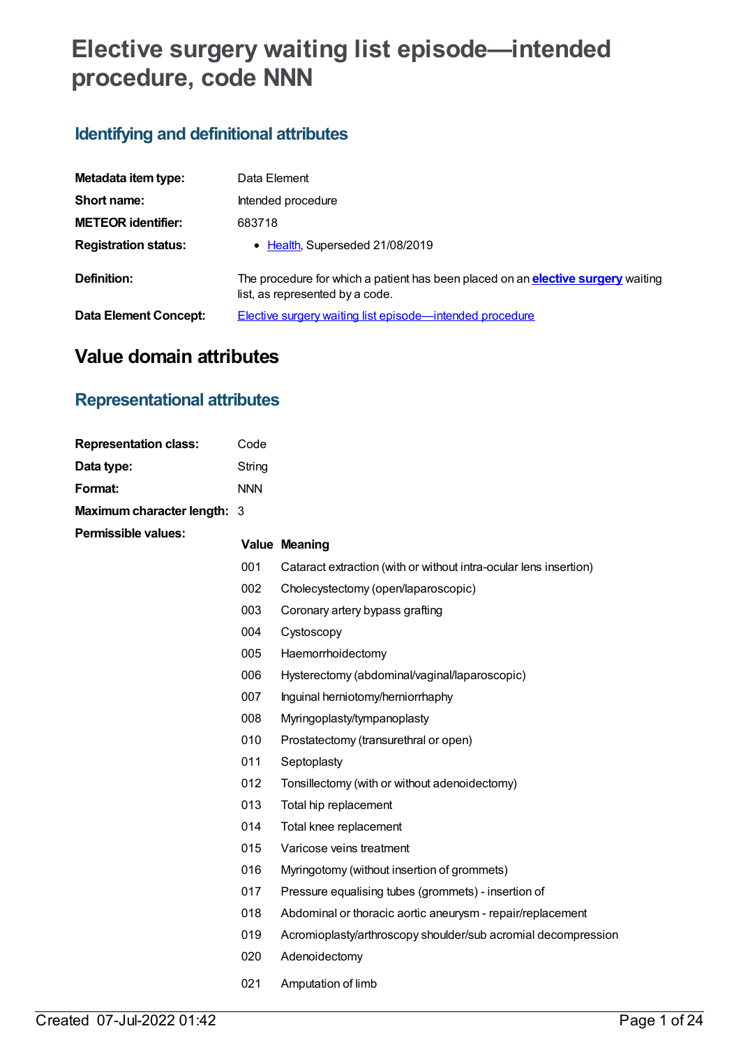# Elective surgery waiting list episode—intended procedure, code NNN

## Identifying and definitional attributes

| | |
|---|---|
| **Metadata item type:** | Data Element |
| **Short name:** | Intended procedure |
| **METEOR identifier:** | 683718 |
| **Registration status:** | • Health, Superseded 21/08/2019 |
| **Definition:** | The procedure for which a patient has been placed on an **elective surgery** waiting list, as represented by a code. |
| **Data Element Concept:** | Elective surgery waiting list episode—intended procedure |

# Value domain attributes

## Representational attributes

| | |
|---|---|
| **Representation class:** | Code |
| **Data type:** | String |
| **Format:** | NNN |
| **Maximum character length:** | 3 |

**Permissible values:**

| Value | Meaning |
|---|---|
| 001 | Cataract extraction (with or without intra-ocular lens insertion) |
| 002 | Cholecystectomy (open/laparoscopic) |
| 003 | Coronary artery bypass grafting |
| 004 | Cystoscopy |
| 005 | Haemorrhoidectomy |
| 006 | Hysterectomy (abdominal/vaginal/laparoscopic) |
| 007 | Inguinal herniotomy/herniorrhaphy |
| 008 | Myringoplasty/tympanoplasty |
| 010 | Prostatectomy (transurethral or open) |
| 011 | Septoplasty |
| 012 | Tonsillectomy (with or without adenoidectomy) |
| 013 | Total hip replacement |
| 014 | Total knee replacement |
| 015 | Varicose veins treatment |
| 016 | Myringotomy (without insertion of grommets) |
| 017 | Pressure equalising tubes (grommets) - insertion of |
| 018 | Abdominal or thoracic aortic aneurysm - repair/replacement |
| 019 | Acromioplasty/arthroscopy shoulder/sub acromial decompression |
| 020 | Adenoidectomy |
| 021 | Amputation of limb |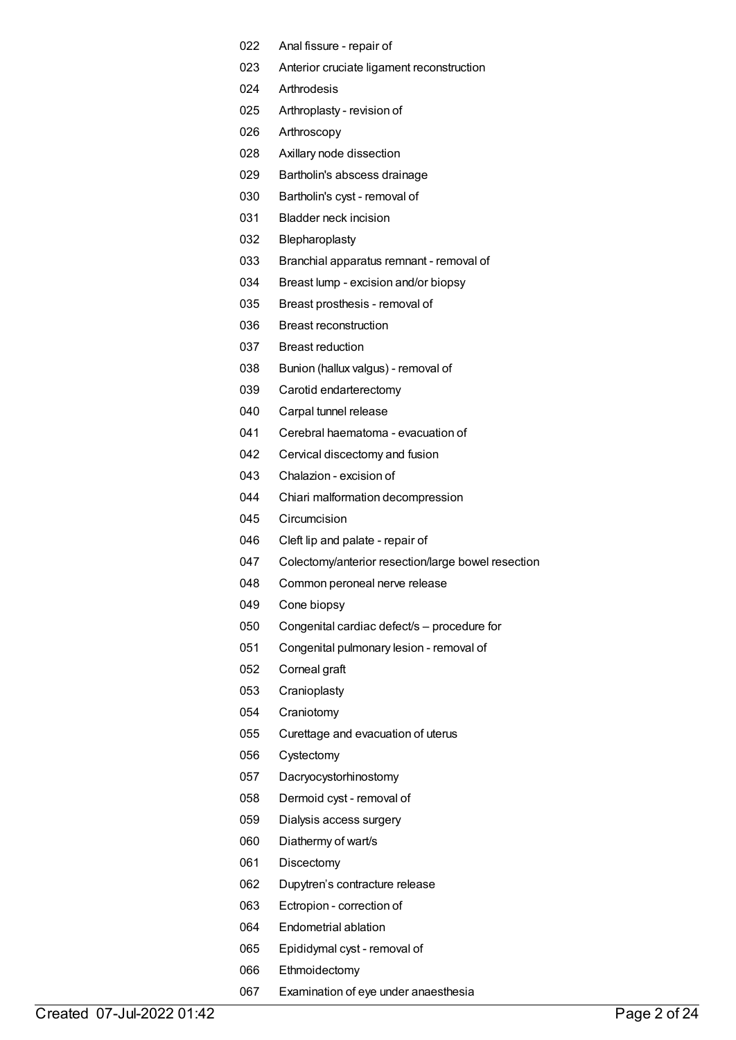022 Anal fissure - repair of
023 Anterior cruciate ligament reconstruction
024 Arthrodesis
025 Arthroplasty - revision of
026 Arthroscopy
028 Axillary node dissection
029 Bartholin's abscess drainage
030 Bartholin's cyst - removal of
031 Bladder neck incision
032 Blepharoplasty
033 Branchial apparatus remnant - removal of
034 Breast lump - excision and/or biopsy
035 Breast prosthesis - removal of
036 Breast reconstruction
037 Breast reduction
038 Bunion (hallux valgus) - removal of
039 Carotid endarterectomy
040 Carpal tunnel release
041 Cerebral haematoma - evacuation of
042 Cervical discectomy and fusion
043 Chalazion - excision of
044 Chiari malformation decompression
045 Circumcision
046 Cleft lip and palate - repair of
047 Colectomy/anterior resection/large bowel resection
048 Common peroneal nerve release
049 Cone biopsy
050 Congenital cardiac defect/s – procedure for
051 Congenital pulmonary lesion - removal of
052 Corneal graft
053 Cranioplasty
054 Craniotomy
055 Curettage and evacuation of uterus
056 Cystectomy
057 Dacryocystorhinostomy
058 Dermoid cyst - removal of
059 Dialysis access surgery
060 Diathermy of wart/s
061 Discectomy
062 Dupytren's contracture release
063 Ectropion - correction of
064 Endometrial ablation
065 Epididymal cyst - removal of
066 Ethmoidectomy
067 Examination of eye under anaesthesia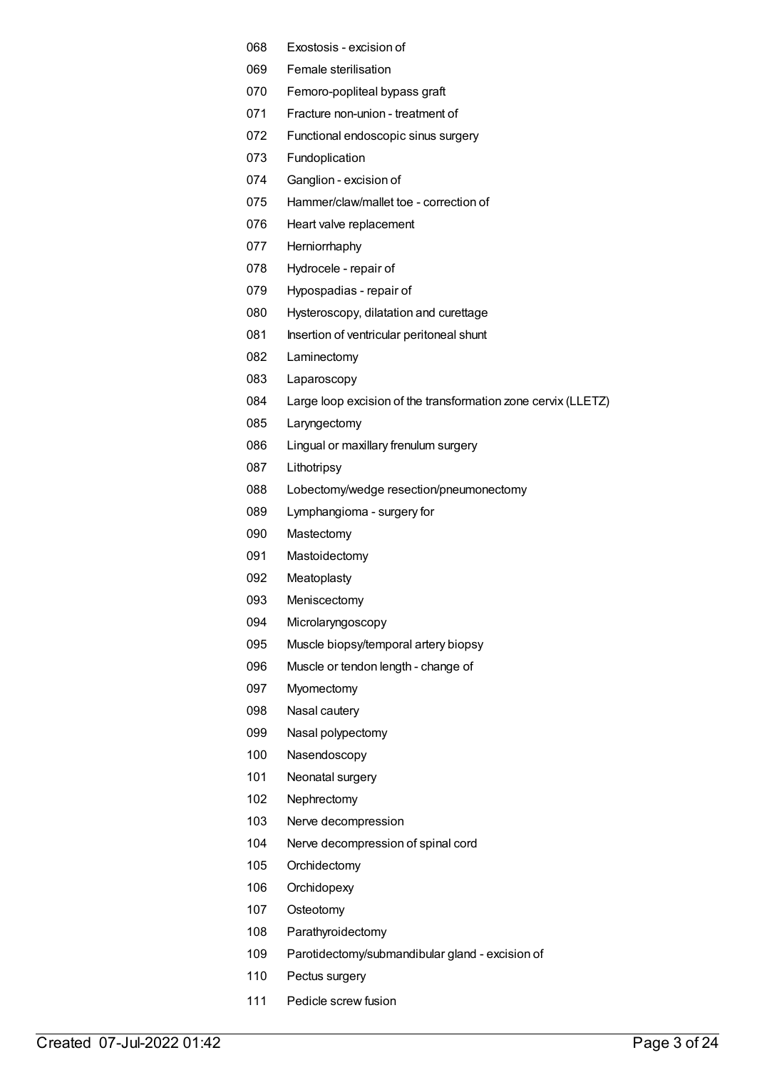| | |
|---|---|
| 068 | Exostosis - excision of |
| 069 | Female sterilisation |
| 070 | Femoro-popliteal bypass graft |
| 071 | Fracture non-union - treatment of |
| 072 | Functional endoscopic sinus surgery |
| 073 | Fundoplication |
| 074 | Ganglion - excision of |
| 075 | Hammer/claw/mallet toe - correction of |
| 076 | Heart valve replacement |
| 077 | Herniorrhaphy |
| 078 | Hydrocele - repair of |
| 079 | Hypospadias - repair of |
| 080 | Hysteroscopy, dilatation and curettage |
| 081 | Insertion of ventricular peritoneal shunt |
| 082 | Laminectomy |
| 083 | Laparoscopy |
| 084 | Large loop excision of the transformation zone cervix (LLETZ) |
| 085 | Laryngectomy |
| 086 | Lingual or maxillary frenulum surgery |
| 087 | Lithotripsy |
| 088 | Lobectomy/wedge resection/pneumonectomy |
| 089 | Lymphangioma - surgery for |
| 090 | Mastectomy |
| 091 | Mastoidectomy |
| 092 | Meatoplasty |
| 093 | Meniscectomy |
| 094 | Microlaryngoscopy |
| 095 | Muscle biopsy/temporal artery biopsy |
| 096 | Muscle or tendon length - change of |
| 097 | Myomectomy |
| 098 | Nasal cautery |
| 099 | Nasal polypectomy |
| 100 | Nasendoscopy |
| 101 | Neonatal surgery |
| 102 | Nephrectomy |
| 103 | Nerve decompression |
| 104 | Nerve decompression of spinal cord |
| 105 | Orchidectomy |
| 106 | Orchidopexy |
| 107 | Osteotomy |
| 108 | Parathyroidectomy |
| 109 | Parotidectomy/submandibular gland - excision of |
| 110 | Pectus surgery |
| 111 | Pedicle screw fusion |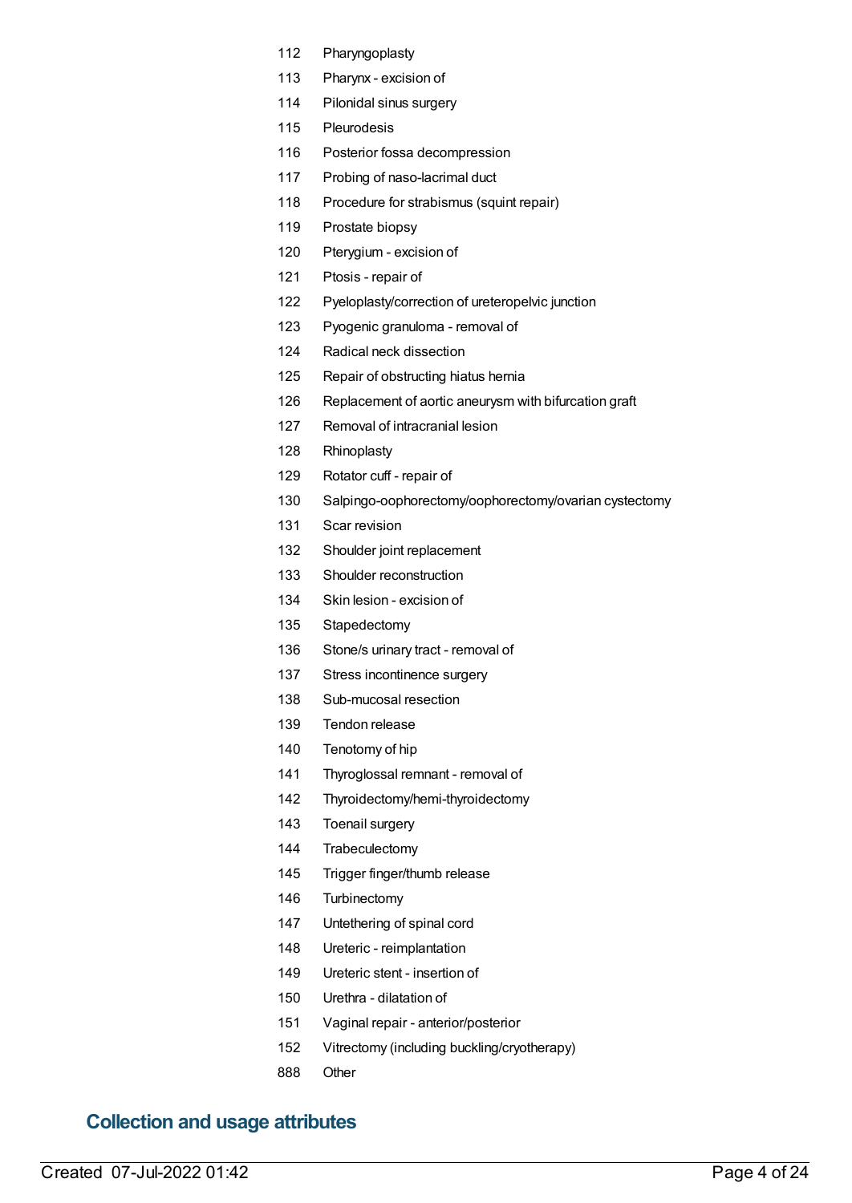| | |
|---|---|
| 112 | Pharyngoplasty |
| 113 | Pharynx - excision of |
| 114 | Pilonidal sinus surgery |
| 115 | Pleurodesis |
| 116 | Posterior fossa decompression |
| 117 | Probing of naso-lacrimal duct |
| 118 | Procedure for strabismus (squint repair) |
| 119 | Prostate biopsy |
| 120 | Pterygium - excision of |
| 121 | Ptosis - repair of |
| 122 | Pyeloplasty/correction of ureteropelvic junction |
| 123 | Pyogenic granuloma - removal of |
| 124 | Radical neck dissection |
| 125 | Repair of obstructing hiatus hernia |
| 126 | Replacement of aortic aneurysm with bifurcation graft |
| 127 | Removal of intracranial lesion |
| 128 | Rhinoplasty |
| 129 | Rotator cuff - repair of |
| 130 | Salpingo-oophorectomy/oophorectomy/ovarian cystectomy |
| 131 | Scar revision |
| 132 | Shoulder joint replacement |
| 133 | Shoulder reconstruction |
| 134 | Skin lesion - excision of |
| 135 | Stapedectomy |
| 136 | Stone/s urinary tract - removal of |
| 137 | Stress incontinence surgery |
| 138 | Sub-mucosal resection |
| 139 | Tendon release |
| 140 | Tenotomy of hip |
| 141 | Thyroglossal remnant - removal of |
| 142 | Thyroidectomy/hemi-thyroidectomy |
| 143 | Toenail surgery |
| 144 | Trabeculectomy |
| 145 | Trigger finger/thumb release |
| 146 | Turbinectomy |
| 147 | Untethering of spinal cord |
| 148 | Ureteric - reimplantation |
| 149 | Ureteric stent - insertion of |
| 150 | Urethra - dilatation of |
| 151 | Vaginal repair - anterior/posterior |
| 152 | Vitrectomy (including buckling/cryotherapy) |
| 888 | Other |

## Collection and usage attributes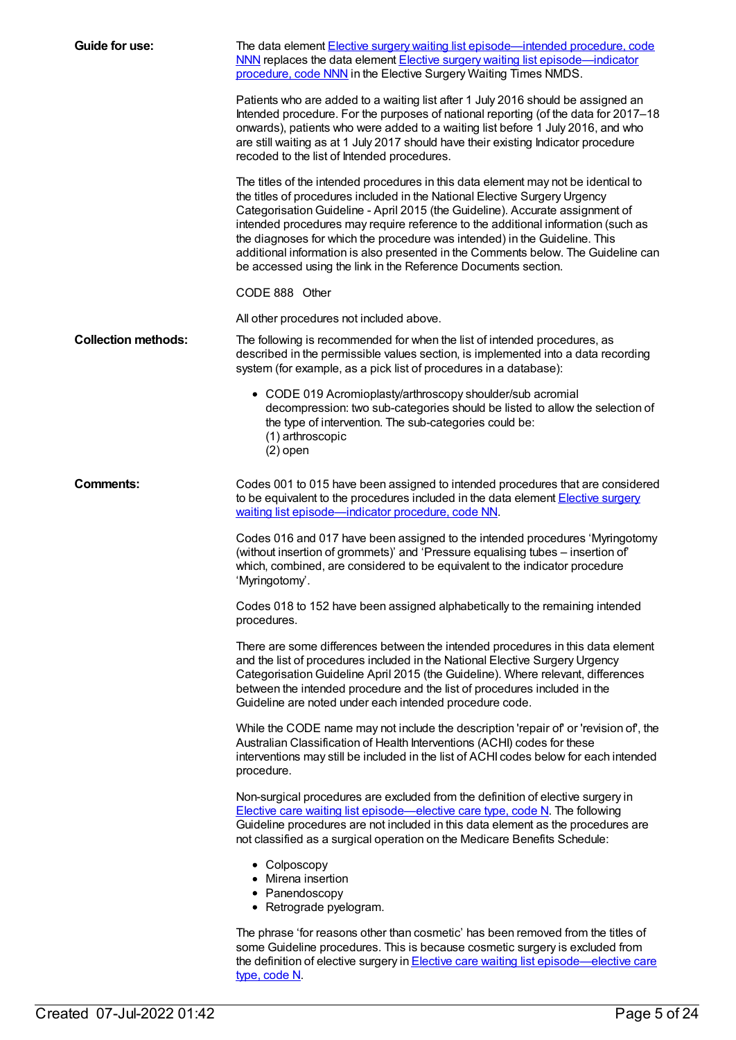**Guide for use:**

The data element Elective surgery waiting list episode—intended procedure, code NNN replaces the data element Elective surgery waiting list episode—indicator procedure, code NNN in the Elective Surgery Waiting Times NMDS.

Patients who are added to a waiting list after 1 July 2016 should be assigned an Intended procedure. For the purposes of national reporting (of the data for 2017–18 onwards), patients who were added to a waiting list before 1 July 2016, and who are still waiting as at 1 July 2017 should have their existing Indicator procedure recoded to the list of Intended procedures.

The titles of the intended procedures in this data element may not be identical to the titles of procedures included in the National Elective Surgery Urgency Categorisation Guideline - April 2015 (the Guideline). Accurate assignment of intended procedures may require reference to the additional information (such as the diagnoses for which the procedure was intended) in the Guideline. This additional information is also presented in the Comments below. The Guideline can be accessed using the link in the Reference Documents section.

CODE 888 Other

All other procedures not included above.

**Collection methods:**

The following is recommended for when the list of intended procedures, as described in the permissible values section, is implemented into a data recording system (for example, as a pick list of procedures in a database):

- CODE 019 Acromioplasty/arthroscopy shoulder/sub acromial decompression: two sub-categories should be listed to allow the selection of the type of intervention. The sub-categories could be:
  (1) arthroscopic
  (2) open

**Comments:**

Codes 001 to 015 have been assigned to intended procedures that are considered to be equivalent to the procedures included in the data element Elective surgery waiting list episode—indicator procedure, code NN.

Codes 016 and 017 have been assigned to the intended procedures 'Myringotomy (without insertion of grommets)' and 'Pressure equalising tubes – insertion of' which, combined, are considered to be equivalent to the indicator procedure 'Myringotomy'.

Codes 018 to 152 have been assigned alphabetically to the remaining intended procedures.

There are some differences between the intended procedures in this data element and the list of procedures included in the National Elective Surgery Urgency Categorisation Guideline April 2015 (the Guideline). Where relevant, differences between the intended procedure and the list of procedures included in the Guideline are noted under each intended procedure code.

While the CODE name may not include the description 'repair of' or 'revision of', the Australian Classification of Health Interventions (ACHI) codes for these interventions may still be included in the list of ACHI codes below for each intended procedure.

Non-surgical procedures are excluded from the definition of elective surgery in Elective care waiting list episode—elective care type, code N. The following Guideline procedures are not included in this data element as the procedures are not classified as a surgical operation on the Medicare Benefits Schedule:

- Colposcopy
- Mirena insertion
- Panendoscopy
- Retrograde pyelogram.

The phrase 'for reasons other than cosmetic' has been removed from the titles of some Guideline procedures. This is because cosmetic surgery is excluded from the definition of elective surgery in Elective care waiting list episode—elective care type, code N.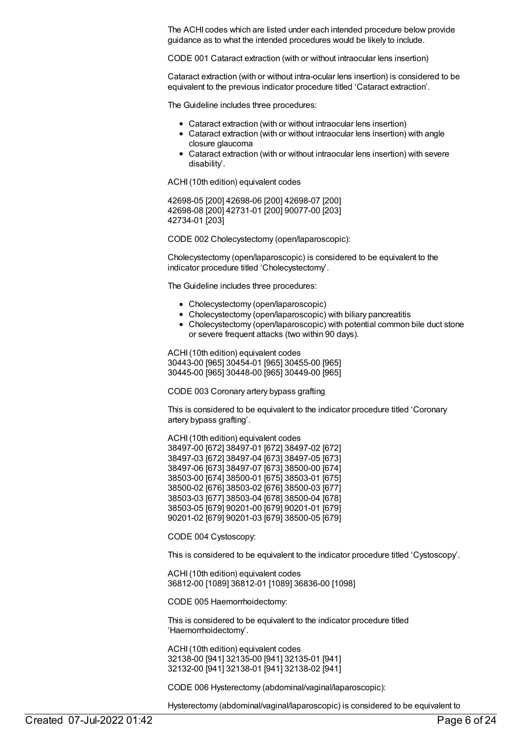The ACHI codes which are listed under each intended procedure below provide guidance as to what the intended procedures would be likely to include.

CODE 001 Cataract extraction (with or without intraocular lens insertion)

Cataract extraction (with or without intra-ocular lens insertion) is considered to be equivalent to the previous indicator procedure titled 'Cataract extraction'.

The Guideline includes three procedures:

- Cataract extraction (with or without intraocular lens insertion)
- Cataract extraction (with or without intraocular lens insertion) with angle closure glaucoma
- Cataract extraction (with or without intraocular lens insertion) with severe disability'.

ACHI (10th edition) equivalent codes

42698-05 [200] 42698-06 [200] 42698-07 [200]
42698-08 [200] 42731-01 [200] 90077-00 [203]
42734-01 [203]

CODE 002 Cholecystectomy (open/laparoscopic):

Cholecystectomy (open/laparoscopic) is considered to be equivalent to the indicator procedure titled 'Cholecystectomy'.

The Guideline includes three procedures:

- Cholecystectomy (open/laparoscopic)
- Cholecystectomy (open/laparoscopic) with biliary pancreatitis
- Cholecystectomy (open/laparoscopic) with potential common bile duct stone or severe frequent attacks (two within 90 days).

ACHI (10th edition) equivalent codes
30443-00 [965] 30454-01 [965] 30455-00 [965]
30445-00 [965] 30448-00 [965] 30449-00 [965]

CODE 003 Coronary artery bypass grafting

This is considered to be equivalent to the indicator procedure titled 'Coronary artery bypass grafting'.

ACHI (10th edition) equivalent codes
38497-00 [672] 38497-01 [672] 38497-02 [672]
38497-03 [672] 38497-04 [673] 38497-05 [673]
38497-06 [673] 38497-07 [673] 38500-00 [674]
38503-00 [674] 38500-01 [675] 38503-01 [675]
38500-02 [676] 38503-02 [676] 38500-03 [677]
38503-03 [677] 38503-04 [678] 38500-04 [678]
38503-05 [679] 90201-00 [679] 90201-01 [679]
90201-02 [679] 90201-03 [679] 38500-05 [679]

CODE 004 Cystoscopy:

This is considered to be equivalent to the indicator procedure titled 'Cystoscopy'.

ACHI (10th edition) equivalent codes
36812-00 [1089] 36812-01 [1089] 36836-00 [1098]

CODE 005 Haemorrhoidectomy:

This is considered to be equivalent to the indicator procedure titled 'Haemorrhoidectomy'.

ACHI (10th edition) equivalent codes
32138-00 [941] 32135-00 [941] 32135-01 [941]
32132-00 [941] 32138-01 [941] 32138-02 [941]

CODE 006 Hysterectomy (abdominal/vaginal/laparoscopic):

Hysterectomy (abdominal/vaginal/laparoscopic) is considered to be equivalent to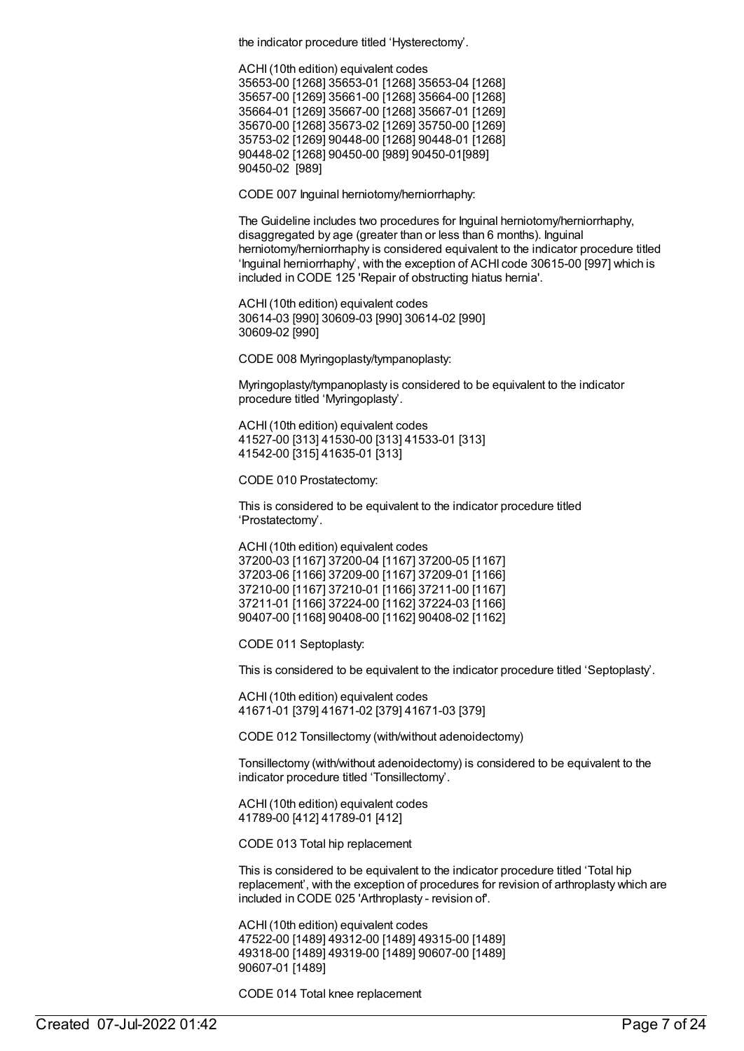the indicator procedure titled ‘Hysterectomy’.

ACHI (10th edition) equivalent codes
35653-00 [1268] 35653-01 [1268] 35653-04 [1268]
35657-00 [1269] 35661-00 [1268] 35664-00 [1268]
35664-01 [1269] 35667-00 [1268] 35667-01 [1269]
35670-00 [1268] 35673-02 [1269] 35750-00 [1269]
35753-02 [1269] 90448-00 [1268] 90448-01 [1268]
90448-02 [1268] 90450-00 [989] 90450-01[989]
90450-02 [989]

CODE 007 Inguinal herniotomy/herniorrhaphy:

The Guideline includes two procedures for Inguinal herniotomy/herniorrhaphy, disaggregated by age (greater than or less than 6 months). Inguinal herniotomy/herniorrhaphy is considered equivalent to the indicator procedure titled ‘Inguinal herniorrhaphy’, with the exception of ACHI code 30615-00 [997] which is included in CODE 125 'Repair of obstructing hiatus hernia'.

ACHI (10th edition) equivalent codes
30614-03 [990] 30609-03 [990] 30614-02 [990]
30609-02 [990]

CODE 008 Myringoplasty/tympanoplasty:

Myringoplasty/tympanoplasty is considered to be equivalent to the indicator procedure titled ‘Myringoplasty’.

ACHI (10th edition) equivalent codes
41527-00 [313] 41530-00 [313] 41533-01 [313]
41542-00 [315] 41635-01 [313]

CODE 010 Prostatectomy:

This is considered to be equivalent to the indicator procedure titled ‘Prostatectomy’.

ACHI (10th edition) equivalent codes
37200-03 [1167] 37200-04 [1167] 37200-05 [1167]
37203-06 [1166] 37209-00 [1167] 37209-01 [1166]
37210-00 [1167] 37210-01 [1166] 37211-00 [1167]
37211-01 [1166] 37224-00 [1162] 37224-03 [1166]
90407-00 [1168] 90408-00 [1162] 90408-02 [1162]

CODE 011 Septoplasty:

This is considered to be equivalent to the indicator procedure titled ‘Septoplasty’.

ACHI (10th edition) equivalent codes
41671-01 [379] 41671-02 [379] 41671-03 [379]

CODE 012 Tonsillectomy (with/without adenoidectomy)

Tonsillectomy (with/without adenoidectomy) is considered to be equivalent to the indicator procedure titled ‘Tonsillectomy’.

ACHI (10th edition) equivalent codes
41789-00 [412] 41789-01 [412]

CODE 013 Total hip replacement

This is considered to be equivalent to the indicator procedure titled ‘Total hip replacement’, with the exception of procedures for revision of arthroplasty which are included in CODE 025 'Arthroplasty - revision of'.

ACHI (10th edition) equivalent codes
47522-00 [1489] 49312-00 [1489] 49315-00 [1489]
49318-00 [1489] 49319-00 [1489] 90607-00 [1489]
90607-01 [1489]

CODE 014 Total knee replacement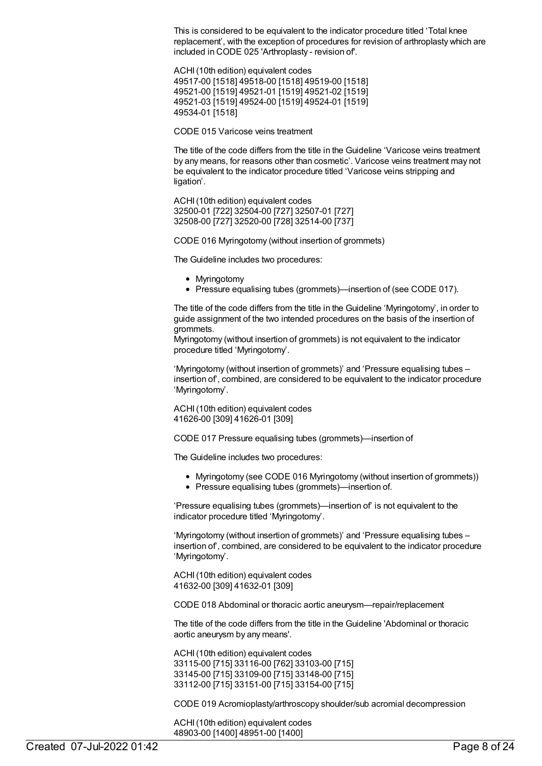This is considered to be equivalent to the indicator procedure titled 'Total knee replacement', with the exception of procedures for revision of arthroplasty which are included in CODE 025 'Arthroplasty - revision of'.

ACHI (10th edition) equivalent codes
49517-00 [1518] 49518-00 [1518] 49519-00 [1518]
49521-00 [1519] 49521-01 [1519] 49521-02 [1519]
49521-03 [1519] 49524-00 [1519] 49524-01 [1519]
49534-01 [1518]

CODE 015 Varicose veins treatment

The title of the code differs from the title in the Guideline 'Varicose veins treatment by any means, for reasons other than cosmetic'. Varicose veins treatment may not be equivalent to the indicator procedure titled 'Varicose veins stripping and ligation'.

ACHI (10th edition) equivalent codes
32500-01 [722] 32504-00 [727] 32507-01 [727]
32508-00 [727] 32520-00 [728] 32514-00 [737]

CODE 016 Myringotomy (without insertion of grommets)

The Guideline includes two procedures:

- Myringotomy
- Pressure equalising tubes (grommets)—insertion of (see CODE 017).

The title of the code differs from the title in the Guideline 'Myringotomy', in order to guide assignment of the two intended procedures on the basis of the insertion of grommets.
Myringotomy (without insertion of grommets) is not equivalent to the indicator procedure titled 'Myringotomy'.

'Myringotomy (without insertion of grommets)' and 'Pressure equalising tubes – insertion of', combined, are considered to be equivalent to the indicator procedure 'Myringotomy'.

ACHI (10th edition) equivalent codes
41626-00 [309] 41626-01 [309]

CODE 017 Pressure equalising tubes (grommets)—insertion of

The Guideline includes two procedures:

- Myringotomy (see CODE 016 Myringotomy (without insertion of grommets))
- Pressure equalising tubes (grommets)—insertion of.

'Pressure equalising tubes (grommets)—insertion of' is not equivalent to the indicator procedure titled 'Myringotomy'.

'Myringotomy (without insertion of grommets)' and 'Pressure equalising tubes – insertion of', combined, are considered to be equivalent to the indicator procedure 'Myringotomy'.

ACHI (10th edition) equivalent codes
41632-00 [309] 41632-01 [309]

CODE 018 Abdominal or thoracic aortic aneurysm—repair/replacement

The title of the code differs from the title in the Guideline 'Abdominal or thoracic aortic aneurysm by any means'.

ACHI (10th edition) equivalent codes
33115-00 [715] 33116-00 [762] 33103-00 [715]
33145-00 [715] 33109-00 [715] 33148-00 [715]
33112-00 [715] 33151-00 [715] 33154-00 [715]

CODE 019 Acromioplasty/arthroscopy shoulder/sub acromial decompression

ACHI (10th edition) equivalent codes
48903-00 [1400] 48951-00 [1400]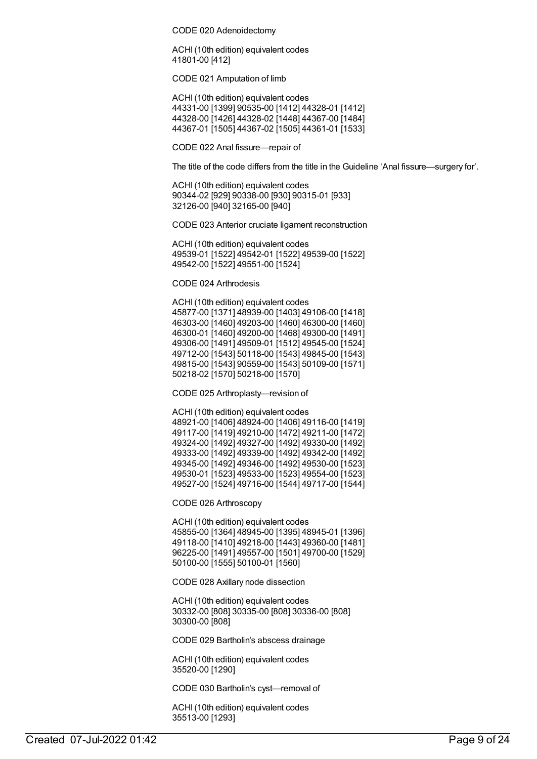CODE 020 Adenoidectomy

ACHI (10th edition) equivalent codes
41801-00 [412]

CODE 021 Amputation of limb

ACHI (10th edition) equivalent codes
44331-00 [1399] 90535-00 [1412] 44328-01 [1412]
44328-00 [1426] 44328-02 [1448] 44367-00 [1484]
44367-01 [1505] 44367-02 [1505] 44361-01 [1533]

CODE 022 Anal fissure—repair of

The title of the code differs from the title in the Guideline 'Anal fissure—surgery for'.

ACHI (10th edition) equivalent codes
90344-02 [929] 90338-00 [930] 90315-01 [933]
32126-00 [940] 32165-00 [940]

CODE 023 Anterior cruciate ligament reconstruction

ACHI (10th edition) equivalent codes
49539-01 [1522] 49542-01 [1522] 49539-00 [1522]
49542-00 [1522] 49551-00 [1524]

CODE 024 Arthrodesis

ACHI (10th edition) equivalent codes
45877-00 [1371] 48939-00 [1403] 49106-00 [1418]
46303-00 [1460] 49203-00 [1460] 46300-00 [1460]
46300-01 [1460] 49200-00 [1468] 49300-00 [1491]
49306-00 [1491] 49509-01 [1512] 49545-00 [1524]
49712-00 [1543] 50118-00 [1543] 49845-00 [1543]
49815-00 [1543] 90559-00 [1543] 50109-00 [1571]
50218-02 [1570] 50218-00 [1570]

CODE 025 Arthroplasty—revision of

ACHI (10th edition) equivalent codes
48921-00 [1406] 48924-00 [1406] 49116-00 [1419]
49117-00 [1419] 49210-00 [1472] 49211-00 [1472]
49324-00 [1492] 49327-00 [1492] 49330-00 [1492]
49333-00 [1492] 49339-00 [1492] 49342-00 [1492]
49345-00 [1492] 49346-00 [1492] 49530-00 [1523]
49530-01 [1523] 49533-00 [1523] 49554-00 [1523]
49527-00 [1524] 49716-00 [1544] 49717-00 [1544]

CODE 026 Arthroscopy

ACHI (10th edition) equivalent codes
45855-00 [1364] 48945-00 [1395] 48945-01 [1396]
49118-00 [1410] 49218-00 [1443] 49360-00 [1481]
96225-00 [1491] 49557-00 [1501] 49700-00 [1529]
50100-00 [1555] 50100-01 [1560]

CODE 028 Axillary node dissection

ACHI (10th edition) equivalent codes
30332-00 [808] 30335-00 [808] 30336-00 [808]
30300-00 [808]

CODE 029 Bartholin's abscess drainage

ACHI (10th edition) equivalent codes
35520-00 [1290]

CODE 030 Bartholin's cyst—removal of

ACHI (10th edition) equivalent codes
35513-00 [1293]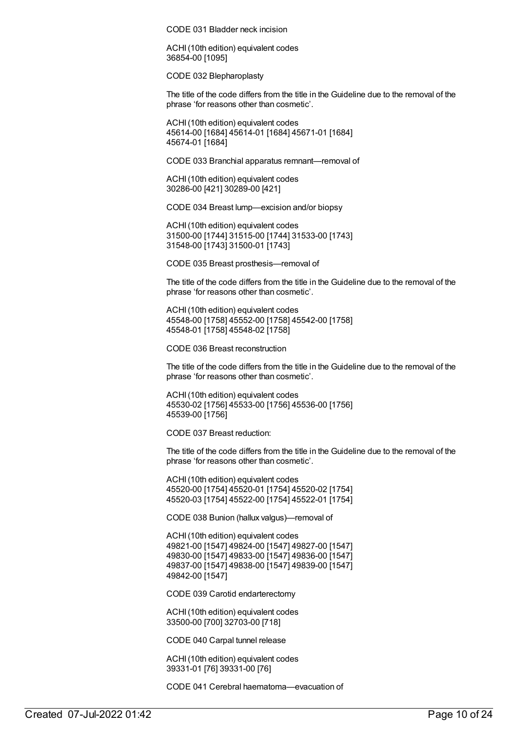CODE 031 Bladder neck incision

ACHI (10th edition) equivalent codes
36854-00 [1095]

CODE 032 Blepharoplasty

The title of the code differs from the title in the Guideline due to the removal of the phrase 'for reasons other than cosmetic'.

ACHI (10th edition) equivalent codes
45614-00 [1684] 45614-01 [1684] 45671-01 [1684]
45674-01 [1684]

CODE 033 Branchial apparatus remnant—removal of

ACHI (10th edition) equivalent codes
30286-00 [421] 30289-00 [421]

CODE 034 Breast lump—excision and/or biopsy

ACHI (10th edition) equivalent codes
31500-00 [1744] 31515-00 [1744] 31533-00 [1743]
31548-00 [1743] 31500-01 [1743]

CODE 035 Breast prosthesis—removal of

The title of the code differs from the title in the Guideline due to the removal of the phrase 'for reasons other than cosmetic'.

ACHI (10th edition) equivalent codes
45548-00 [1758] 45552-00 [1758] 45542-00 [1758]
45548-01 [1758] 45548-02 [1758]

CODE 036 Breast reconstruction

The title of the code differs from the title in the Guideline due to the removal of the phrase 'for reasons other than cosmetic'.

ACHI (10th edition) equivalent codes
45530-02 [1756] 45533-00 [1756] 45536-00 [1756]
45539-00 [1756]

CODE 037 Breast reduction:

The title of the code differs from the title in the Guideline due to the removal of the phrase 'for reasons other than cosmetic'.

ACHI (10th edition) equivalent codes
45520-00 [1754] 45520-01 [1754] 45520-02 [1754]
45520-03 [1754] 45522-00 [1754] 45522-01 [1754]

CODE 038 Bunion (hallux valgus)—removal of

ACHI (10th edition) equivalent codes
49821-00 [1547] 49824-00 [1547] 49827-00 [1547]
49830-00 [1547] 49833-00 [1547] 49836-00 [1547]
49837-00 [1547] 49838-00 [1547] 49839-00 [1547]
49842-00 [1547]

CODE 039 Carotid endarterectomy

ACHI (10th edition) equivalent codes
33500-00 [700] 32703-00 [718]

CODE 040 Carpal tunnel release

ACHI (10th edition) equivalent codes
39331-01 [76] 39331-00 [76]

CODE 041 Cerebral haematoma—evacuation of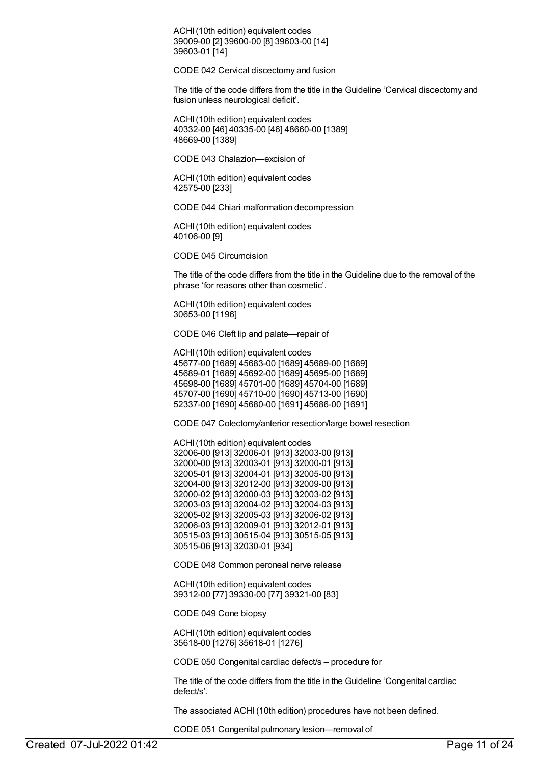ACHI (10th edition) equivalent codes
39009-00 [2] 39600-00 [8] 39603-00 [14]
39603-01 [14]

CODE 042 Cervical discectomy and fusion

The title of the code differs from the title in the Guideline 'Cervical discectomy and fusion unless neurological deficit'.

ACHI (10th edition) equivalent codes
40332-00 [46] 40335-00 [46] 48660-00 [1389]
48669-00 [1389]

CODE 043 Chalazion—excision of

ACHI (10th edition) equivalent codes
42575-00 [233]

CODE 044 Chiari malformation decompression

ACHI (10th edition) equivalent codes
40106-00 [9]

CODE 045 Circumcision

The title of the code differs from the title in the Guideline due to the removal of the phrase 'for reasons other than cosmetic'.

ACHI (10th edition) equivalent codes
30653-00 [1196]

CODE 046 Cleft lip and palate—repair of

ACHI (10th edition) equivalent codes
45677-00 [1689] 45683-00 [1689] 45689-00 [1689]
45689-01 [1689] 45692-00 [1689] 45695-00 [1689]
45698-00 [1689] 45701-00 [1689] 45704-00 [1689]
45707-00 [1690] 45710-00 [1690] 45713-00 [1690]
52337-00 [1690] 45680-00 [1691] 45686-00 [1691]

CODE 047 Colectomy/anterior resection/large bowel resection

ACHI (10th edition) equivalent codes
32006-00 [913] 32006-01 [913] 32003-00 [913]
32000-00 [913] 32003-01 [913] 32000-01 [913]
32005-01 [913] 32004-01 [913] 32005-00 [913]
32004-00 [913] 32012-00 [913] 32009-00 [913]
32000-02 [913] 32000-03 [913] 32003-02 [913]
32003-03 [913] 32004-02 [913] 32004-03 [913]
32005-02 [913] 32005-03 [913] 32006-02 [913]
32006-03 [913] 32009-01 [913] 32012-01 [913]
30515-03 [913] 30515-04 [913] 30515-05 [913]
30515-06 [913] 32030-01 [934]

CODE 048 Common peroneal nerve release

ACHI (10th edition) equivalent codes
39312-00 [77] 39330-00 [77] 39321-00 [83]

CODE 049 Cone biopsy

ACHI (10th edition) equivalent codes
35618-00 [1276] 35618-01 [1276]

CODE 050 Congenital cardiac defect/s – procedure for

The title of the code differs from the title in the Guideline 'Congenital cardiac defect/s'.

The associated ACHI (10th edition) procedures have not been defined.

CODE 051 Congenital pulmonary lesion—removal of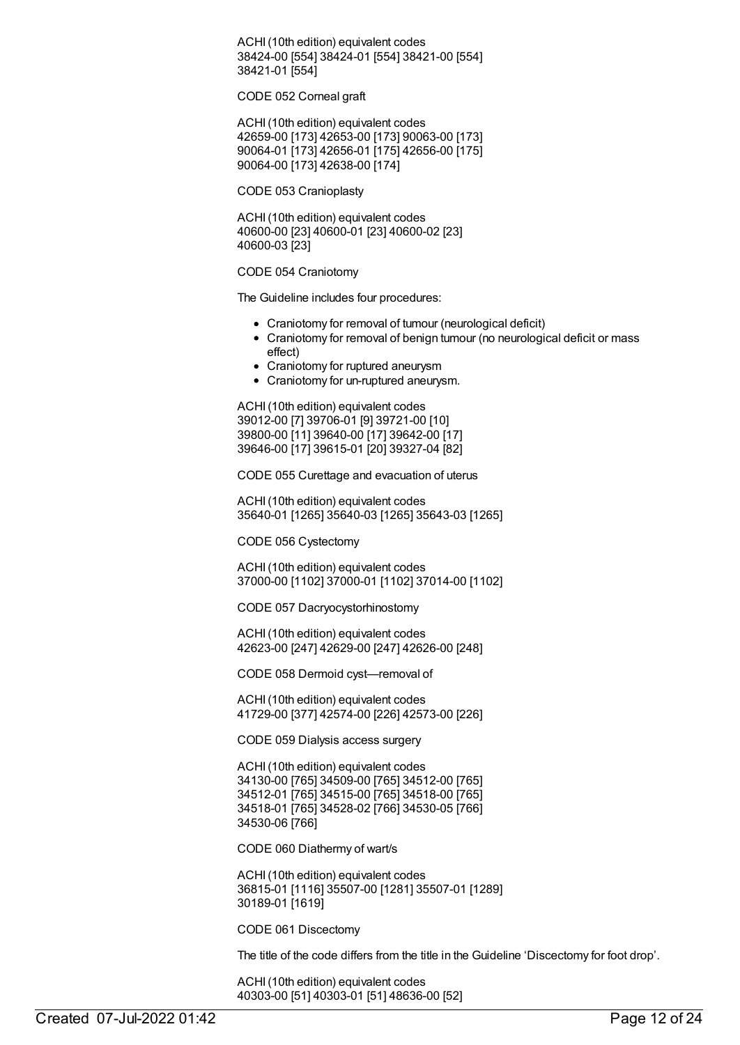ACHI (10th edition) equivalent codes
38424-00 [554] 38424-01 [554] 38421-00 [554]
38421-01 [554]

CODE 052 Corneal graft

ACHI (10th edition) equivalent codes
42659-00 [173] 42653-00 [173] 90063-00 [173]
90064-01 [173] 42656-01 [175] 42656-00 [175]
90064-00 [173] 42638-00 [174]

CODE 053 Cranioplasty

ACHI (10th edition) equivalent codes
40600-00 [23] 40600-01 [23] 40600-02 [23]
40600-03 [23]

CODE 054 Craniotomy

The Guideline includes four procedures:

- Craniotomy for removal of tumour (neurological deficit)
- Craniotomy for removal of benign tumour (no neurological deficit or mass effect)
- Craniotomy for ruptured aneurysm
- Craniotomy for un-ruptured aneurysm.

ACHI (10th edition) equivalent codes
39012-00 [7] 39706-01 [9] 39721-00 [10]
39800-00 [11] 39640-00 [17] 39642-00 [17]
39646-00 [17] 39615-01 [20] 39327-04 [82]

CODE 055 Curettage and evacuation of uterus

ACHI (10th edition) equivalent codes
35640-01 [1265] 35640-03 [1265] 35643-03 [1265]

CODE 056 Cystectomy

ACHI (10th edition) equivalent codes
37000-00 [1102] 37000-01 [1102] 37014-00 [1102]

CODE 057 Dacryocystorhinostomy

ACHI (10th edition) equivalent codes
42623-00 [247] 42629-00 [247] 42626-00 [248]

CODE 058 Dermoid cyst—removal of

ACHI (10th edition) equivalent codes
41729-00 [377] 42574-00 [226] 42573-00 [226]

CODE 059 Dialysis access surgery

ACHI (10th edition) equivalent codes
34130-00 [765] 34509-00 [765] 34512-00 [765]
34512-01 [765] 34515-00 [765] 34518-00 [765]
34518-01 [765] 34528-02 [766] 34530-05 [766]
34530-06 [766]

CODE 060 Diathermy of wart/s

ACHI (10th edition) equivalent codes
36815-01 [1116] 35507-00 [1281] 35507-01 [1289]
30189-01 [1619]

CODE 061 Discectomy

The title of the code differs from the title in the Guideline 'Discectomy for foot drop'.

ACHI (10th edition) equivalent codes
40303-00 [51] 40303-01 [51] 48636-00 [52]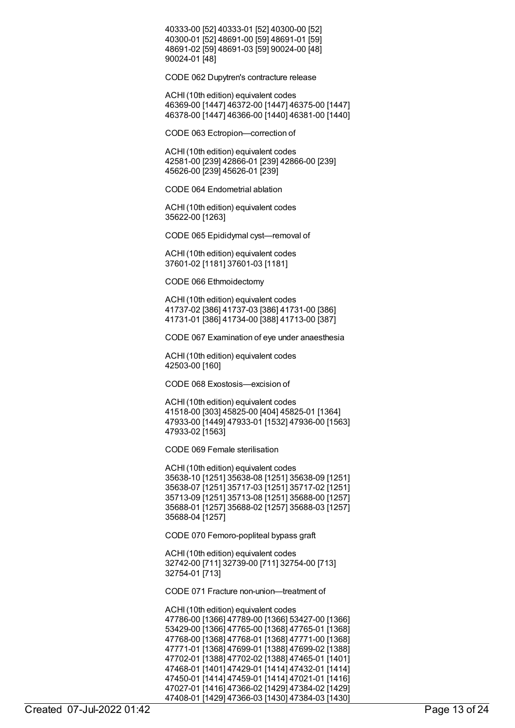40333-00 [52] 40333-01 [52] 40300-00 [52] 40300-01 [52] 48691-00 [59] 48691-01 [59] 48691-02 [59] 48691-03 [59] 90024-00 [48] 90024-01 [48]

CODE 062 Dupytren's contracture release

ACHI (10th edition) equivalent codes
46369-00 [1447] 46372-00 [1447] 46375-00 [1447] 46378-00 [1447] 46366-00 [1440] 46381-00 [1440]

CODE 063 Ectropion—correction of

ACHI (10th edition) equivalent codes
42581-00 [239] 42866-01 [239] 42866-00 [239] 45626-00 [239] 45626-01 [239]

CODE 064 Endometrial ablation

ACHI (10th edition) equivalent codes
35622-00 [1263]

CODE 065 Epididymal cyst—removal of

ACHI (10th edition) equivalent codes
37601-02 [1181] 37601-03 [1181]

CODE 066 Ethmoidectomy

ACHI (10th edition) equivalent codes
41737-02 [386] 41737-03 [386] 41731-00 [386] 41731-01 [386] 41734-00 [388] 41713-00 [387]

CODE 067 Examination of eye under anaesthesia

ACHI (10th edition) equivalent codes
42503-00 [160]

CODE 068 Exostosis—excision of

ACHI (10th edition) equivalent codes
41518-00 [303] 45825-00 [404] 45825-01 [1364] 47933-00 [1449] 47933-01 [1532] 47936-00 [1563] 47933-02 [1563]

CODE 069 Female sterilisation

ACHI (10th edition) equivalent codes
35638-10 [1251] 35638-08 [1251] 35638-09 [1251] 35638-07 [1251] 35717-03 [1251] 35717-02 [1251] 35713-09 [1251] 35713-08 [1251] 35688-00 [1257] 35688-01 [1257] 35688-02 [1257] 35688-03 [1257] 35688-04 [1257]

CODE 070 Femoro-popliteal bypass graft

ACHI (10th edition) equivalent codes
32742-00 [711] 32739-00 [711] 32754-00 [713] 32754-01 [713]

CODE 071 Fracture non-union—treatment of

ACHI (10th edition) equivalent codes
47786-00 [1366] 47789-00 [1366] 53427-00 [1366] 53429-00 [1366] 47765-00 [1368] 47765-01 [1368] 47768-00 [1368] 47768-01 [1368] 47771-00 [1368] 47771-01 [1368] 47699-01 [1388] 47699-02 [1388] 47702-01 [1388] 47702-02 [1388] 47465-01 [1401] 47468-01 [1401] 47429-01 [1414] 47432-01 [1414] 47450-01 [1414] 47459-01 [1414] 47021-01 [1416] 47027-01 [1416] 47366-02 [1429] 47384-02 [1429] 47408-01 [1429] 47366-03 [1430] 47384-03 [1430]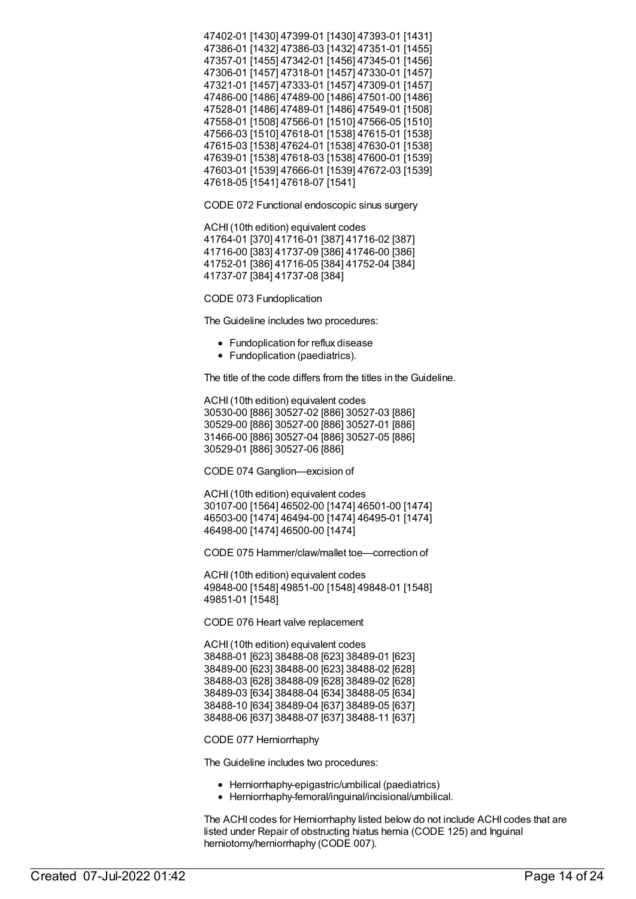47402-01 [1430] 47399-01 [1430] 47393-01 [1431]
47386-01 [1432] 47386-03 [1432] 47351-01 [1455]
47357-01 [1455] 47342-01 [1456] 47345-01 [1456]
47306-01 [1457] 47318-01 [1457] 47330-01 [1457]
47321-01 [1457] 47333-01 [1457] 47309-01 [1457]
47486-00 [1486] 47489-00 [1486] 47501-00 [1486]
47528-01 [1486] 47489-01 [1486] 47549-01 [1508]
47558-01 [1508] 47566-01 [1510] 47566-05 [1510]
47566-03 [1510] 47618-01 [1538] 47615-01 [1538]
47615-03 [1538] 47624-01 [1538] 47630-01 [1538]
47639-01 [1538] 47618-03 [1538] 47600-01 [1539]
47603-01 [1539] 47666-01 [1539] 47672-03 [1539]
47618-05 [1541] 47618-07 [1541]

CODE 072 Functional endoscopic sinus surgery

ACHI (10th edition) equivalent codes
41764-01 [370] 41716-01 [387] 41716-02 [387]
41716-00 [383] 41737-09 [386] 41746-00 [386]
41752-01 [386] 41716-05 [384] 41752-04 [384]
41737-07 [384] 41737-08 [384]

CODE 073 Fundoplication

The Guideline includes two procedures:

- Fundoplication for reflux disease
- Fundoplication (paediatrics).

The title of the code differs from the titles in the Guideline.

ACHI (10th edition) equivalent codes
30530-00 [886] 30527-02 [886] 30527-03 [886]
30529-00 [886] 30527-00 [886] 30527-01 [886]
31466-00 [886] 30527-04 [886] 30527-05 [886]
30529-01 [886] 30527-06 [886]

CODE 074 Ganglion—excision of

ACHI (10th edition) equivalent codes
30107-00 [1564] 46502-00 [1474] 46501-00 [1474]
46503-00 [1474] 46494-00 [1474] 46495-01 [1474]
46498-00 [1474] 46500-00 [1474]

CODE 075 Hammer/claw/mallet toe—correction of

ACHI (10th edition) equivalent codes
49848-00 [1548] 49851-00 [1548] 49848-01 [1548]
49851-01 [1548]

CODE 076 Heart valve replacement

ACHI (10th edition) equivalent codes
38488-01 [623] 38488-08 [623] 38489-01 [623]
38489-00 [623] 38488-00 [623] 38488-02 [628]
38488-03 [628] 38488-09 [628] 38489-02 [628]
38489-03 [634] 38488-04 [634] 38488-05 [634]
38488-10 [634] 38489-04 [637] 38489-05 [637]
38488-06 [637] 38488-07 [637] 38488-11 [637]

CODE 077 Herniorrhaphy

The Guideline includes two procedures:

- Herniorrhaphy-epigastric/umbilical (paediatrics)
- Herniorrhaphy-femoral/inguinal/incisional/umbilical.

The ACHI codes for Herniorrhaphy listed below do not include ACHI codes that are listed under Repair of obstructing hiatus hernia (CODE 125) and Inguinal herniotomy/herniorrhaphy (CODE 007).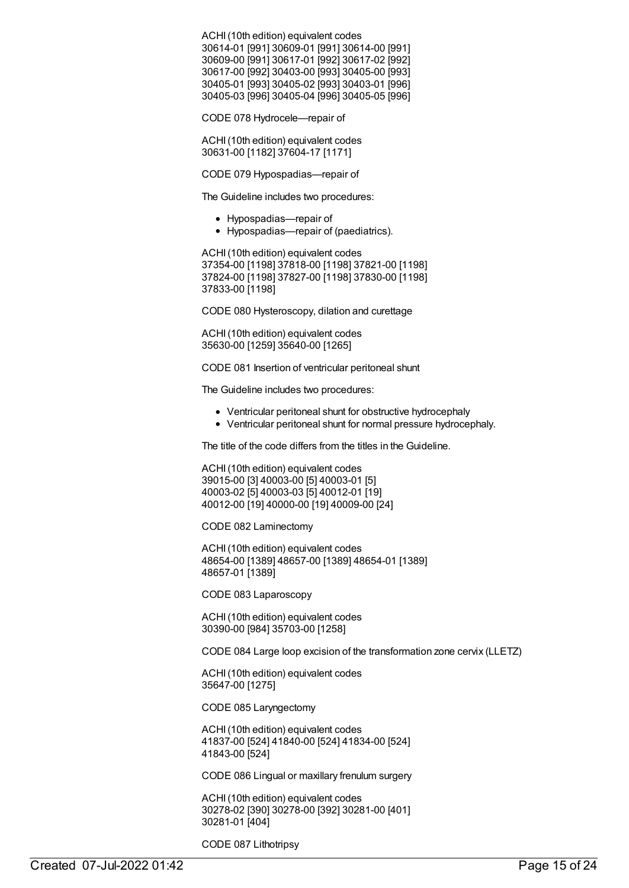ACHI (10th edition) equivalent codes
30614-01 [991] 30609-01 [991] 30614-00 [991]
30609-00 [991] 30617-01 [992] 30617-02 [992]
30617-00 [992] 30403-00 [993] 30405-00 [993]
30405-01 [993] 30405-02 [993] 30403-01 [996]
30405-03 [996] 30405-04 [996] 30405-05 [996]

CODE 078 Hydrocele—repair of

ACHI (10th edition) equivalent codes
30631-00 [1182] 37604-17 [1171]

CODE 079 Hypospadias—repair of

The Guideline includes two procedures:

- Hypospadias—repair of
- Hypospadias—repair of (paediatrics).

ACHI (10th edition) equivalent codes
37354-00 [1198] 37818-00 [1198] 37821-00 [1198]
37824-00 [1198] 37827-00 [1198] 37830-00 [1198]
37833-00 [1198]

CODE 080 Hysteroscopy, dilation and curettage

ACHI (10th edition) equivalent codes
35630-00 [1259] 35640-00 [1265]

CODE 081 Insertion of ventricular peritoneal shunt

The Guideline includes two procedures:

- Ventricular peritoneal shunt for obstructive hydrocephaly
- Ventricular peritoneal shunt for normal pressure hydrocephaly.

The title of the code differs from the titles in the Guideline.

ACHI (10th edition) equivalent codes
39015-00 [3] 40003-00 [5] 40003-01 [5]
40003-02 [5] 40003-03 [5] 40012-01 [19]
40012-00 [19] 40000-00 [19] 40009-00 [24]

CODE 082 Laminectomy

ACHI (10th edition) equivalent codes
48654-00 [1389] 48657-00 [1389] 48654-01 [1389]
48657-01 [1389]

CODE 083 Laparoscopy

ACHI (10th edition) equivalent codes
30390-00 [984] 35703-00 [1258]

CODE 084 Large loop excision of the transformation zone cervix (LLETZ)

ACHI (10th edition) equivalent codes
35647-00 [1275]

CODE 085 Laryngectomy

ACHI (10th edition) equivalent codes
41837-00 [524] 41840-00 [524] 41834-00 [524]
41843-00 [524]

CODE 086 Lingual or maxillary frenulum surgery

ACHI (10th edition) equivalent codes
30278-02 [390] 30278-00 [392] 30281-00 [401]
30281-01 [404]

CODE 087 Lithotripsy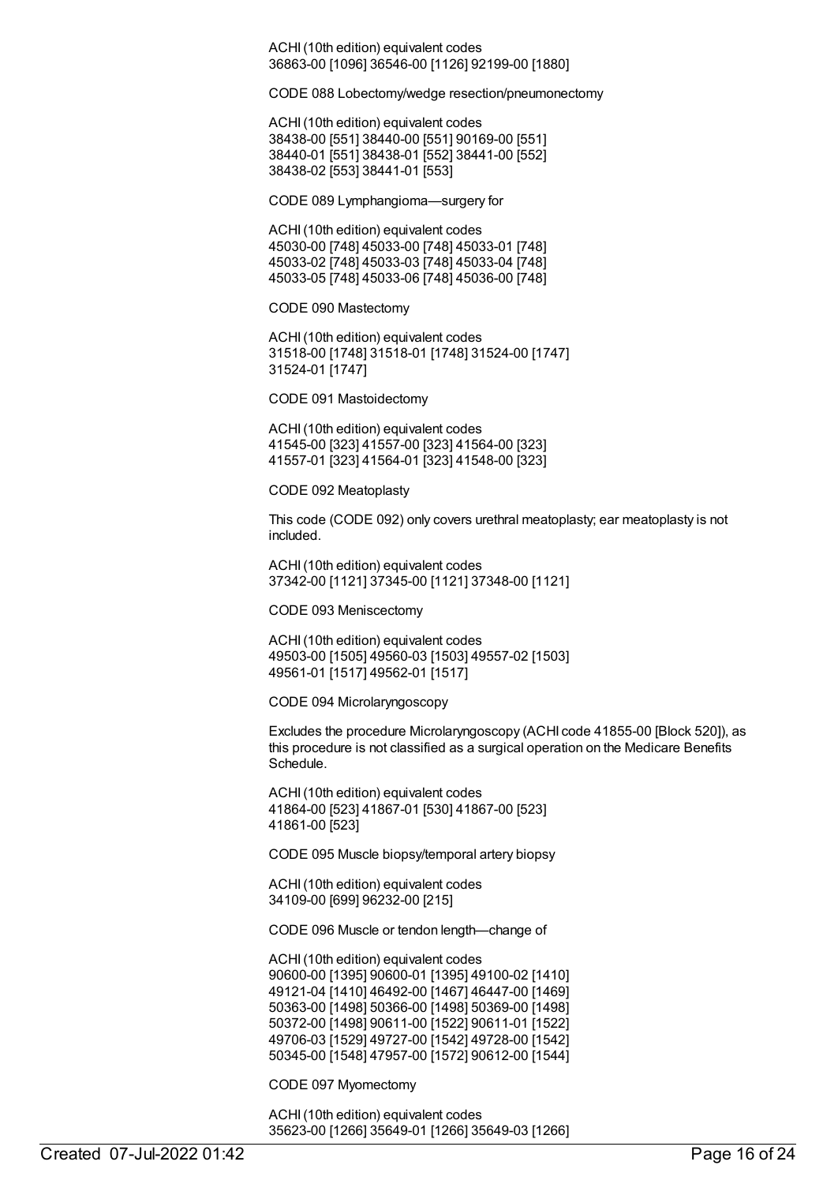ACHI (10th edition) equivalent codes
36863-00 [1096] 36546-00 [1126] 92199-00 [1880]

CODE 088 Lobectomy/wedge resection/pneumonectomy

ACHI (10th edition) equivalent codes
38438-00 [551] 38440-00 [551] 90169-00 [551]
38440-01 [551] 38438-01 [552] 38441-00 [552]
38438-02 [553] 38441-01 [553]

CODE 089 Lymphangioma—surgery for

ACHI (10th edition) equivalent codes
45030-00 [748] 45033-00 [748] 45033-01 [748]
45033-02 [748] 45033-03 [748] 45033-04 [748]
45033-05 [748] 45033-06 [748] 45036-00 [748]

CODE 090 Mastectomy

ACHI (10th edition) equivalent codes
31518-00 [1748] 31518-01 [1748] 31524-00 [1747]
31524-01 [1747]

CODE 091 Mastoidectomy

ACHI (10th edition) equivalent codes
41545-00 [323] 41557-00 [323] 41564-00 [323]
41557-01 [323] 41564-01 [323] 41548-00 [323]

CODE 092 Meatoplasty

This code (CODE 092) only covers urethral meatoplasty; ear meatoplasty is not included.

ACHI (10th edition) equivalent codes
37342-00 [1121] 37345-00 [1121] 37348-00 [1121]

CODE 093 Meniscectomy

ACHI (10th edition) equivalent codes
49503-00 [1505] 49560-03 [1503] 49557-02 [1503]
49561-01 [1517] 49562-01 [1517]

CODE 094 Microlaryngoscopy

Excludes the procedure Microlaryngoscopy (ACHI code 41855-00 [Block 520]), as this procedure is not classified as a surgical operation on the Medicare Benefits Schedule.

ACHI (10th edition) equivalent codes
41864-00 [523] 41867-01 [530] 41867-00 [523]
41861-00 [523]

CODE 095 Muscle biopsy/temporal artery biopsy

ACHI (10th edition) equivalent codes
34109-00 [699] 96232-00 [215]

CODE 096 Muscle or tendon length—change of

ACHI (10th edition) equivalent codes
90600-00 [1395] 90600-01 [1395] 49100-02 [1410]
49121-04 [1410] 46492-00 [1467] 46447-00 [1469]
50363-00 [1498] 50366-00 [1498] 50369-00 [1498]
50372-00 [1498] 90611-00 [1522] 90611-01 [1522]
49706-03 [1529] 49727-00 [1542] 49728-00 [1542]
50345-00 [1548] 47957-00 [1572] 90612-00 [1544]

CODE 097 Myomectomy

ACHI (10th edition) equivalent codes
35623-00 [1266] 35649-01 [1266] 35649-03 [1266]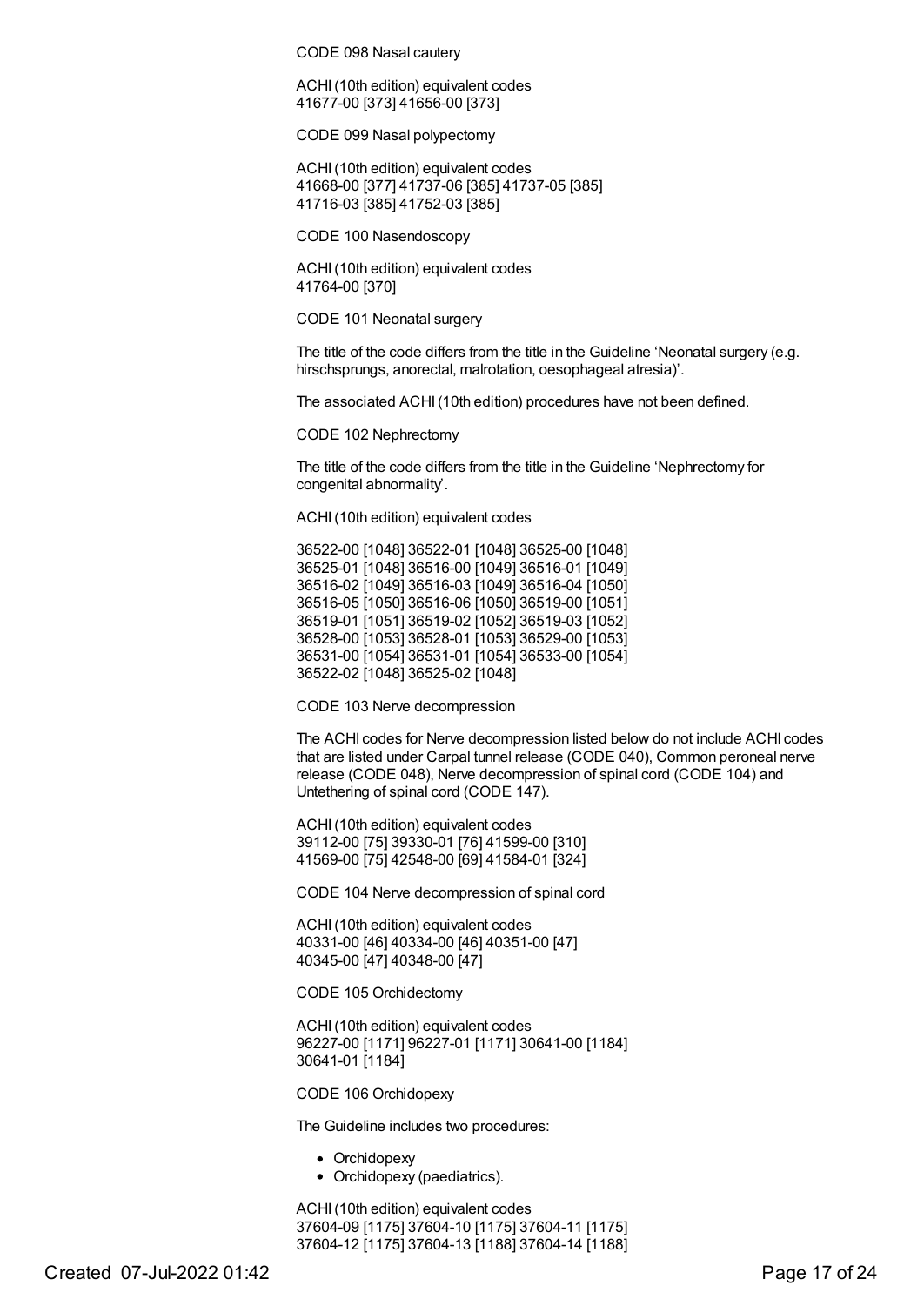CODE 098 Nasal cautery

ACHI (10th edition) equivalent codes
41677-00 [373] 41656-00 [373]

CODE 099 Nasal polypectomy

ACHI (10th edition) equivalent codes
41668-00 [377] 41737-06 [385] 41737-05 [385]
41716-03 [385] 41752-03 [385]

CODE 100 Nasendoscopy

ACHI (10th edition) equivalent codes
41764-00 [370]

CODE 101 Neonatal surgery

The title of the code differs from the title in the Guideline 'Neonatal surgery (e.g. hirschsprungs, anorectal, malrotation, oesophageal atresia)'.

The associated ACHI (10th edition) procedures have not been defined.

CODE 102 Nephrectomy

The title of the code differs from the title in the Guideline 'Nephrectomy for congenital abnormality'.

ACHI (10th edition) equivalent codes

36522-00 [1048] 36522-01 [1048] 36525-00 [1048]
36525-01 [1048] 36516-00 [1049] 36516-01 [1049]
36516-02 [1049] 36516-03 [1049] 36516-04 [1050]
36516-05 [1050] 36516-06 [1050] 36519-00 [1051]
36519-01 [1051] 36519-02 [1052] 36519-03 [1052]
36528-00 [1053] 36528-01 [1053] 36529-00 [1053]
36531-00 [1054] 36531-01 [1054] 36533-00 [1054]
36522-02 [1048] 36525-02 [1048]

CODE 103 Nerve decompression

The ACHI codes for Nerve decompression listed below do not include ACHI codes that are listed under Carpal tunnel release (CODE 040), Common peroneal nerve release (CODE 048), Nerve decompression of spinal cord (CODE 104) and Untethering of spinal cord (CODE 147).

ACHI (10th edition) equivalent codes
39112-00 [75] 39330-01 [76] 41599-00 [310]
41569-00 [75] 42548-00 [69] 41584-01 [324]

CODE 104 Nerve decompression of spinal cord

ACHI (10th edition) equivalent codes
40331-00 [46] 40334-00 [46] 40351-00 [47]
40345-00 [47] 40348-00 [47]

CODE 105 Orchidectomy

ACHI (10th edition) equivalent codes
96227-00 [1171] 96227-01 [1171] 30641-00 [1184]
30641-01 [1184]

CODE 106 Orchidopexy

The Guideline includes two procedures:

- Orchidopexy
- Orchidopexy (paediatrics).

ACHI (10th edition) equivalent codes
37604-09 [1175] 37604-10 [1175] 37604-11 [1175]
37604-12 [1175] 37604-13 [1188] 37604-14 [1188]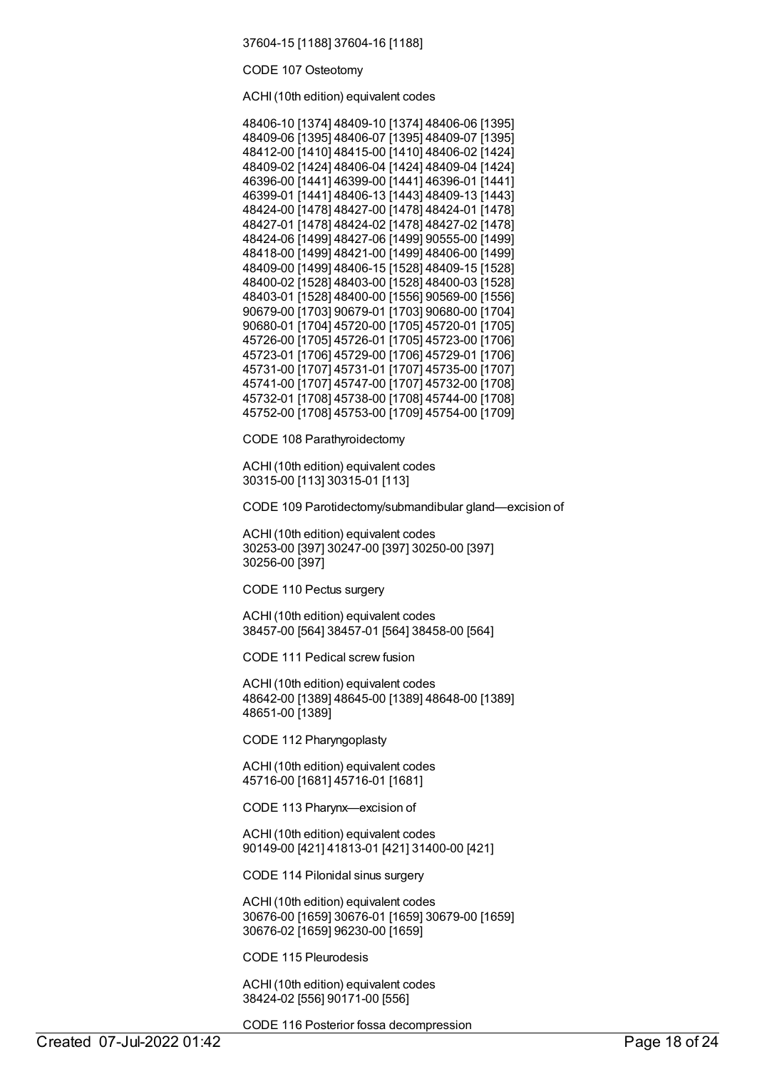37604-15 [1188] 37604-16 [1188]

CODE 107 Osteotomy

ACHI (10th edition) equivalent codes

48406-10 [1374] 48409-10 [1374] 48406-06 [1395] 48409-06 [1395] 48406-07 [1395] 48409-07 [1395] 48412-00 [1410] 48415-00 [1410] 48406-02 [1424] 48409-02 [1424] 48406-04 [1424] 48409-04 [1424] 46396-00 [1441] 46399-00 [1441] 46396-01 [1441] 46399-01 [1441] 48406-13 [1443] 48409-13 [1443] 48424-00 [1478] 48427-00 [1478] 48424-01 [1478] 48427-01 [1478] 48424-02 [1478] 48427-02 [1478] 48424-06 [1499] 48427-06 [1499] 90555-00 [1499] 48418-00 [1499] 48421-00 [1499] 48406-00 [1499] 48409-00 [1499] 48406-15 [1528] 48409-15 [1528] 48400-02 [1528] 48403-00 [1528] 48400-03 [1528] 48403-01 [1528] 48400-00 [1556] 90569-00 [1556] 90679-00 [1703] 90679-01 [1703] 90680-00 [1704] 90680-01 [1704] 45720-00 [1705] 45720-01 [1705] 45726-00 [1705] 45726-01 [1705] 45723-00 [1706] 45723-01 [1706] 45729-00 [1706] 45729-01 [1706] 45731-00 [1707] 45731-01 [1707] 45735-00 [1707] 45741-00 [1707] 45747-00 [1707] 45732-00 [1708] 45732-01 [1708] 45738-00 [1708] 45744-00 [1708] 45752-00 [1708] 45753-00 [1709] 45754-00 [1709]

CODE 108 Parathyroidectomy

ACHI (10th edition) equivalent codes
30315-00 [113] 30315-01 [113]

CODE 109 Parotidectomy/submandibular gland—excision of

ACHI (10th edition) equivalent codes
30253-00 [397] 30247-00 [397] 30250-00 [397] 30256-00 [397]

CODE 110 Pectus surgery

ACHI (10th edition) equivalent codes
38457-00 [564] 38457-01 [564] 38458-00 [564]

CODE 111 Pedical screw fusion

ACHI (10th edition) equivalent codes
48642-00 [1389] 48645-00 [1389] 48648-00 [1389] 48651-00 [1389]

CODE 112 Pharyngoplasty

ACHI (10th edition) equivalent codes
45716-00 [1681] 45716-01 [1681]

CODE 113 Pharynx—excision of

ACHI (10th edition) equivalent codes
90149-00 [421] 41813-01 [421] 31400-00 [421]

CODE 114 Pilonidal sinus surgery

ACHI (10th edition) equivalent codes
30676-00 [1659] 30676-01 [1659] 30679-00 [1659] 30676-02 [1659] 96230-00 [1659]

CODE 115 Pleurodesis

ACHI (10th edition) equivalent codes
38424-02 [556] 90171-00 [556]

CODE 116 Posterior fossa decompression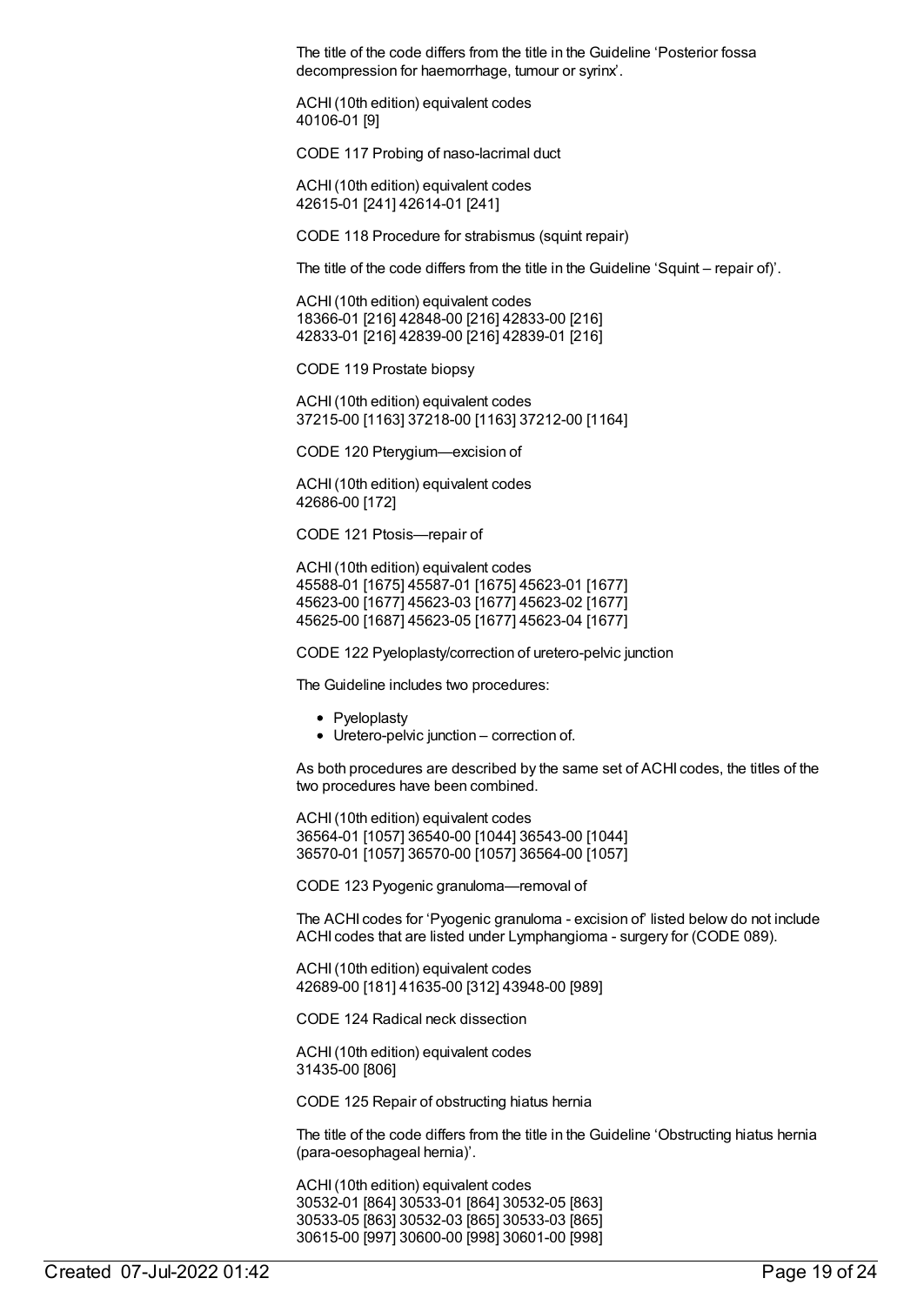The title of the code differs from the title in the Guideline 'Posterior fossa decompression for haemorrhage, tumour or syrinx'.

ACHI (10th edition) equivalent codes
40106-01 [9]

CODE 117 Probing of naso-lacrimal duct

ACHI (10th edition) equivalent codes
42615-01 [241] 42614-01 [241]

CODE 118 Procedure for strabismus (squint repair)

The title of the code differs from the title in the Guideline 'Squint – repair of)'.

ACHI (10th edition) equivalent codes
18366-01 [216] 42848-00 [216] 42833-00 [216]
42833-01 [216] 42839-00 [216] 42839-01 [216]

CODE 119 Prostate biopsy

ACHI (10th edition) equivalent codes
37215-00 [1163] 37218-00 [1163] 37212-00 [1164]

CODE 120 Pterygium—excision of

ACHI (10th edition) equivalent codes
42686-00 [172]

CODE 121 Ptosis—repair of

ACHI (10th edition) equivalent codes
45588-01 [1675] 45587-01 [1675] 45623-01 [1677]
45623-00 [1677] 45623-03 [1677] 45623-02 [1677]
45625-00 [1687] 45623-05 [1677] 45623-04 [1677]

CODE 122 Pyeloplasty/correction of uretero-pelvic junction

The Guideline includes two procedures:

- Pyeloplasty
- Uretero-pelvic junction – correction of.

As both procedures are described by the same set of ACHI codes, the titles of the two procedures have been combined.

ACHI (10th edition) equivalent codes
36564-01 [1057] 36540-00 [1044] 36543-00 [1044]
36570-01 [1057] 36570-00 [1057] 36564-00 [1057]

CODE 123 Pyogenic granuloma—removal of

The ACHI codes for 'Pyogenic granuloma - excision of' listed below do not include ACHI codes that are listed under Lymphangioma - surgery for (CODE 089).

ACHI (10th edition) equivalent codes
42689-00 [181] 41635-00 [312] 43948-00 [989]

CODE 124 Radical neck dissection

ACHI (10th edition) equivalent codes
31435-00 [806]

CODE 125 Repair of obstructing hiatus hernia

The title of the code differs from the title in the Guideline 'Obstructing hiatus hernia (para-oesophageal hernia)'.

ACHI (10th edition) equivalent codes
30532-01 [864] 30533-01 [864] 30532-05 [863]
30533-05 [863] 30532-03 [865] 30533-03 [865]
30615-00 [997] 30600-00 [998] 30601-00 [998]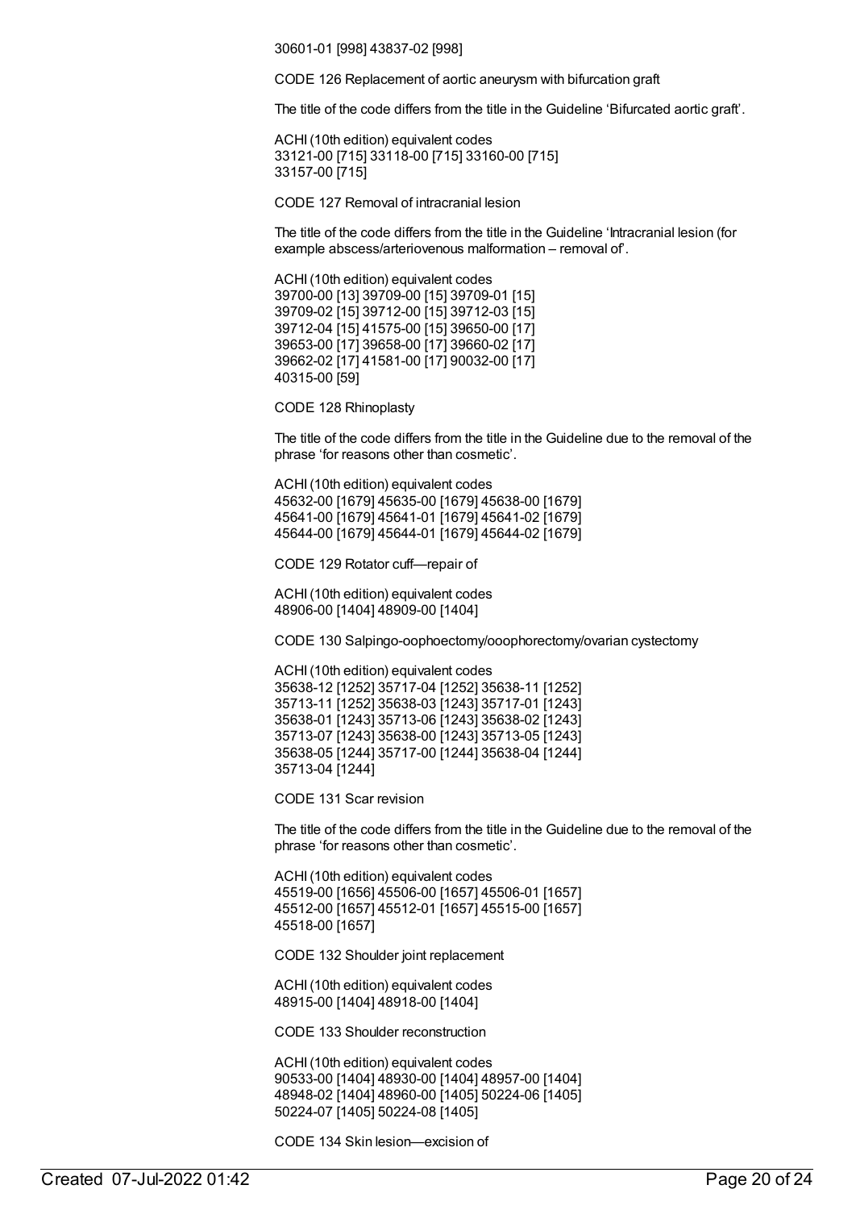30601-01 [998] 43837-02 [998]

CODE 126 Replacement of aortic aneurysm with bifurcation graft

The title of the code differs from the title in the Guideline 'Bifurcated aortic graft'.

ACHI (10th edition) equivalent codes
33121-00 [715] 33118-00 [715] 33160-00 [715]
33157-00 [715]

CODE 127 Removal of intracranial lesion

The title of the code differs from the title in the Guideline 'Intracranial lesion (for example abscess/arteriovenous malformation – removal of'.

ACHI (10th edition) equivalent codes
39700-00 [13] 39709-00 [15] 39709-01 [15]
39709-02 [15] 39712-00 [15] 39712-03 [15]
39712-04 [15] 41575-00 [15] 39650-00 [17]
39653-00 [17] 39658-00 [17] 39660-02 [17]
39662-02 [17] 41581-00 [17] 90032-00 [17]
40315-00 [59]

CODE 128 Rhinoplasty

The title of the code differs from the title in the Guideline due to the removal of the phrase 'for reasons other than cosmetic'.

ACHI (10th edition) equivalent codes
45632-00 [1679] 45635-00 [1679] 45638-00 [1679]
45641-00 [1679] 45641-01 [1679] 45641-02 [1679]
45644-00 [1679] 45644-01 [1679] 45644-02 [1679]

CODE 129 Rotator cuff—repair of

ACHI (10th edition) equivalent codes
48906-00 [1404] 48909-00 [1404]

CODE 130 Salpingo-oophoectomy/ooophorectomy/ovarian cystectomy

ACHI (10th edition) equivalent codes
35638-12 [1252] 35717-04 [1252] 35638-11 [1252]
35713-11 [1252] 35638-03 [1243] 35717-01 [1243]
35638-01 [1243] 35713-06 [1243] 35638-02 [1243]
35713-07 [1243] 35638-00 [1243] 35713-05 [1243]
35638-05 [1244] 35717-00 [1244] 35638-04 [1244]
35713-04 [1244]

CODE 131 Scar revision

The title of the code differs from the title in the Guideline due to the removal of the phrase 'for reasons other than cosmetic'.

ACHI (10th edition) equivalent codes
45519-00 [1656] 45506-00 [1657] 45506-01 [1657]
45512-00 [1657] 45512-01 [1657] 45515-00 [1657]
45518-00 [1657]

CODE 132 Shoulder joint replacement

ACHI (10th edition) equivalent codes
48915-00 [1404] 48918-00 [1404]

CODE 133 Shoulder reconstruction

ACHI (10th edition) equivalent codes
90533-00 [1404] 48930-00 [1404] 48957-00 [1404]
48948-02 [1404] 48960-00 [1405] 50224-06 [1405]
50224-07 [1405] 50224-08 [1405]

CODE 134 Skin lesion—excision of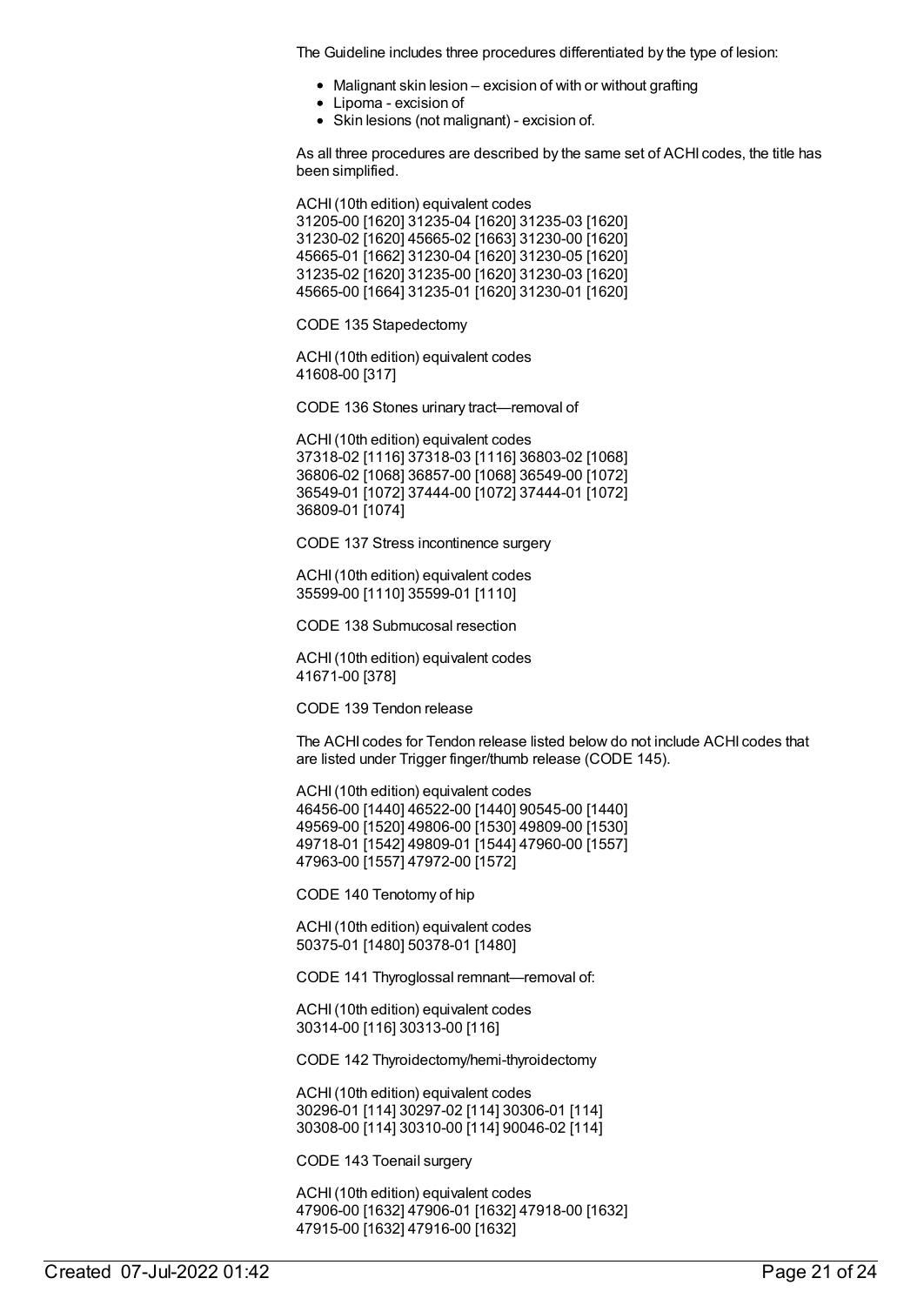The Guideline includes three procedures differentiated by the type of lesion:

- Malignant skin lesion – excision of with or without grafting
- Lipoma - excision of
- Skin lesions (not malignant) - excision of.

As all three procedures are described by the same set of ACHI codes, the title has been simplified.

ACHI (10th edition) equivalent codes
31205-00 [1620] 31235-04 [1620] 31235-03 [1620]
31230-02 [1620] 45665-02 [1663] 31230-00 [1620]
45665-01 [1662] 31230-04 [1620] 31230-05 [1620]
31235-02 [1620] 31235-00 [1620] 31230-03 [1620]
45665-00 [1664] 31235-01 [1620] 31230-01 [1620]

CODE 135 Stapedectomy

ACHI (10th edition) equivalent codes
41608-00 [317]

CODE 136 Stones urinary tract—removal of

ACHI (10th edition) equivalent codes
37318-02 [1116] 37318-03 [1116] 36803-02 [1068]
36806-02 [1068] 36857-00 [1068] 36549-00 [1072]
36549-01 [1072] 37444-00 [1072] 37444-01 [1072]
36809-01 [1074]

CODE 137 Stress incontinence surgery

ACHI (10th edition) equivalent codes
35599-00 [1110] 35599-01 [1110]

CODE 138 Submucosal resection

ACHI (10th edition) equivalent codes
41671-00 [378]

CODE 139 Tendon release

The ACHI codes for Tendon release listed below do not include ACHI codes that are listed under Trigger finger/thumb release (CODE 145).

ACHI (10th edition) equivalent codes
46456-00 [1440] 46522-00 [1440] 90545-00 [1440]
49569-00 [1520] 49806-00 [1530] 49809-00 [1530]
49718-01 [1542] 49809-01 [1544] 47960-00 [1557]
47963-00 [1557] 47972-00 [1572]

CODE 140 Tenotomy of hip

ACHI (10th edition) equivalent codes
50375-01 [1480] 50378-01 [1480]

CODE 141 Thyroglossal remnant—removal of:

ACHI (10th edition) equivalent codes
30314-00 [116] 30313-00 [116]

CODE 142 Thyroidectomy/hemi-thyroidectomy

ACHI (10th edition) equivalent codes
30296-01 [114] 30297-02 [114] 30306-01 [114]
30308-00 [114] 30310-00 [114] 90046-02 [114]

CODE 143 Toenail surgery

ACHI (10th edition) equivalent codes
47906-00 [1632] 47906-01 [1632] 47918-00 [1632]
47915-00 [1632] 47916-00 [1632]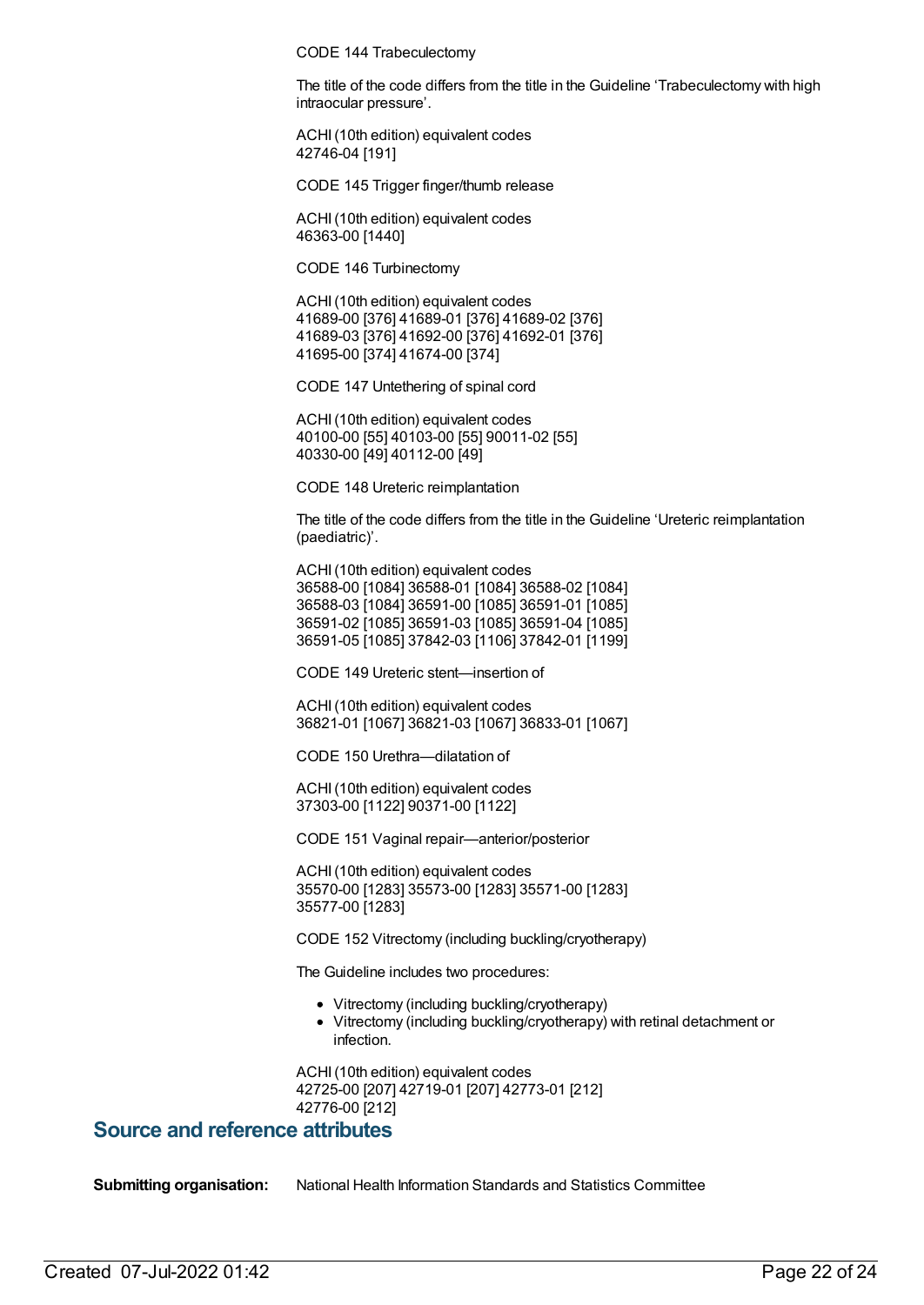CODE 144 Trabeculectomy

The title of the code differs from the title in the Guideline 'Trabeculectomy with high intraocular pressure'.

ACHI (10th edition) equivalent codes
42746-04 [191]

CODE 145 Trigger finger/thumb release

ACHI (10th edition) equivalent codes
46363-00 [1440]

CODE 146 Turbinectomy

ACHI (10th edition) equivalent codes
41689-00 [376] 41689-01 [376] 41689-02 [376]
41689-03 [376] 41692-00 [376] 41692-01 [376]
41695-00 [374] 41674-00 [374]

CODE 147 Untethering of spinal cord

ACHI (10th edition) equivalent codes
40100-00 [55] 40103-00 [55] 90011-02 [55]
40330-00 [49] 40112-00 [49]

CODE 148 Ureteric reimplantation

The title of the code differs from the title in the Guideline 'Ureteric reimplantation (paediatric)'.

ACHI (10th edition) equivalent codes
36588-00 [1084] 36588-01 [1084] 36588-02 [1084]
36588-03 [1084] 36591-00 [1085] 36591-01 [1085]
36591-02 [1085] 36591-03 [1085] 36591-04 [1085]
36591-05 [1085] 37842-03 [1106] 37842-01 [1199]

CODE 149 Ureteric stent—insertion of

ACHI (10th edition) equivalent codes
36821-01 [1067] 36821-03 [1067] 36833-01 [1067]

CODE 150 Urethra—dilatation of

ACHI (10th edition) equivalent codes
37303-00 [1122] 90371-00 [1122]

CODE 151 Vaginal repair—anterior/posterior

ACHI (10th edition) equivalent codes
35570-00 [1283] 35573-00 [1283] 35571-00 [1283]
35577-00 [1283]

CODE 152 Vitrectomy (including buckling/cryotherapy)

The Guideline includes two procedures:

- Vitrectomy (including buckling/cryotherapy)
- Vitrectomy (including buckling/cryotherapy) with retinal detachment or infection.

ACHI (10th edition) equivalent codes
42725-00 [207] 42719-01 [207] 42773-01 [212]
42776-00 [212]

## Source and reference attributes

**Submitting organisation:** National Health Information Standards and Statistics Committee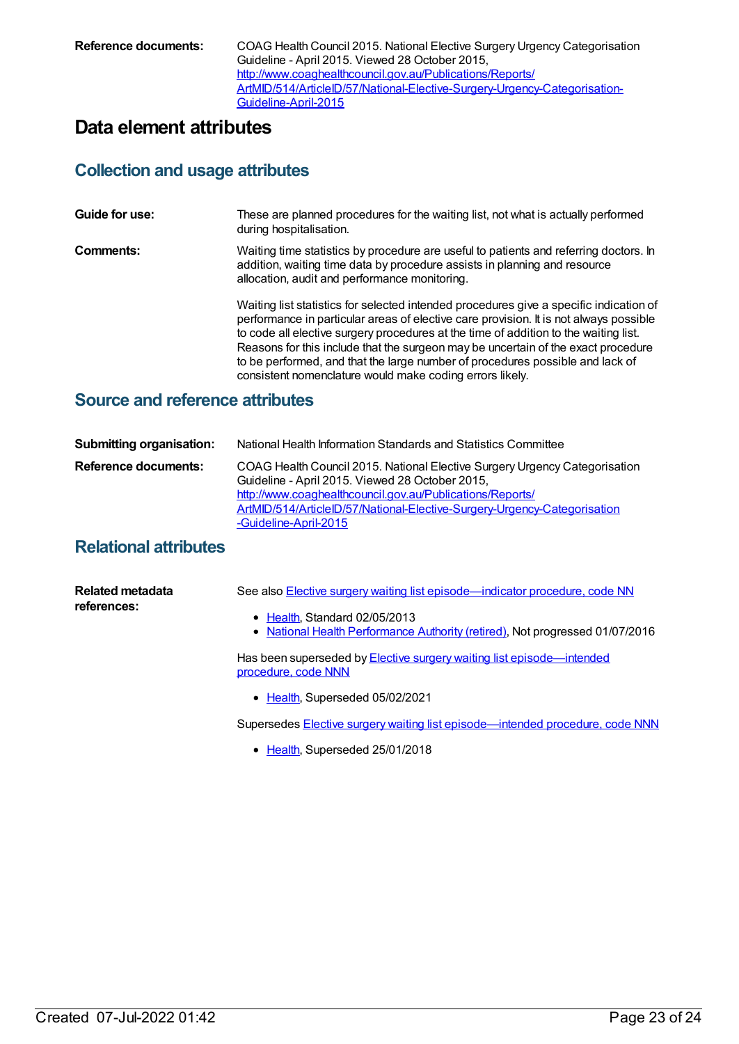**Reference documents:** COAG Health Council 2015. National Elective Surgery Urgency Categorisation Guideline - April 2015. Viewed 28 October 2015, [http://www.coaghealthcouncil.gov.au/Publications/Reports/ArtMID/514/ArticleID/57/National-Elective-Surgery-Urgency-Categorisation-Guideline-April-2015](http://www.coaghealthcouncil.gov.au/Publications/Reports/ArtMID/514/ArticleID/57/National-Elective-Surgery-Urgency-Categorisation-Guideline-April-2015)

# Data element attributes

## Collection and usage attributes

**Guide for use:** These are planned procedures for the waiting list, not what is actually performed during hospitalisation.

**Comments:** Waiting time statistics by procedure are useful to patients and referring doctors. In addition, waiting time data by procedure assists in planning and resource allocation, audit and performance monitoring.

Waiting list statistics for selected intended procedures give a specific indication of performance in particular areas of elective care provision. It is not always possible to code all elective surgery procedures at the time of addition to the waiting list. Reasons for this include that the surgeon may be uncertain of the exact procedure to be performed, and that the large number of procedures possible and lack of consistent nomenclature would make coding errors likely.

## Source and reference attributes

**Submitting organisation:** National Health Information Standards and Statistics Committee

**Reference documents:** COAG Health Council 2015. National Elective Surgery Urgency Categorisation Guideline - April 2015. Viewed 28 October 2015, [http://www.coaghealthcouncil.gov.au/Publications/Reports/ArtMID/514/ArticleID/57/National-Elective-Surgery-Urgency-Categorisation-Guideline-April-2015](http://www.coaghealthcouncil.gov.au/Publications/Reports/ArtMID/514/ArticleID/57/National-Elective-Surgery-Urgency-Categorisation-Guideline-April-2015)

## Relational attributes

**Related metadata references:**

See also Elective surgery waiting list episode—indicator procedure, code NN

- Health, Standard 02/05/2013
- National Health Performance Authority (retired), Not progressed 01/07/2016

Has been superseded by Elective surgery waiting list episode—intended procedure, code NNN

- Health, Superseded 05/02/2021

Supersedes Elective surgery waiting list episode—intended procedure, code NNN

- Health, Superseded 25/01/2018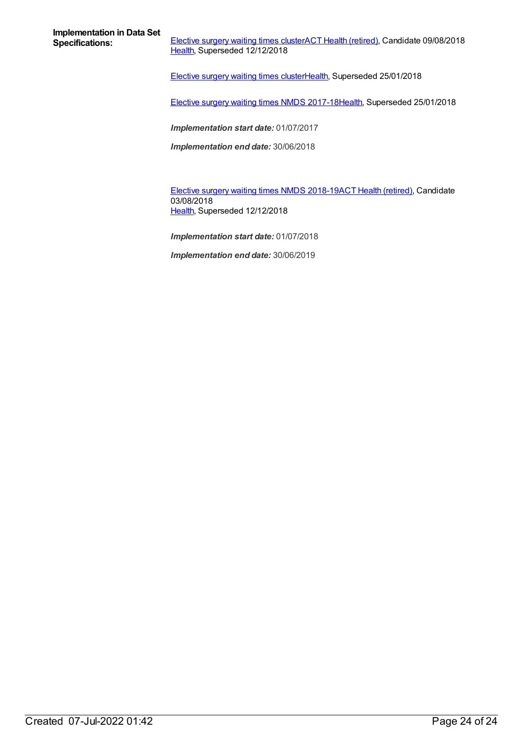**Implementation in Data Set Specifications:**

Elective surgery waiting times clusterACT Health (retired), Candidate 09/08/2018
Health, Superseded 12/12/2018

Elective surgery waiting times clusterHealth, Superseded 25/01/2018

Elective surgery waiting times NMDS 2017-18Health, Superseded 25/01/2018

***Implementation start date:*** 01/07/2017

***Implementation end date:*** 30/06/2018

Elective surgery waiting times NMDS 2018-19ACT Health (retired), Candidate 03/08/2018
Health, Superseded 12/12/2018

***Implementation start date:*** 01/07/2018

***Implementation end date:*** 30/06/2019